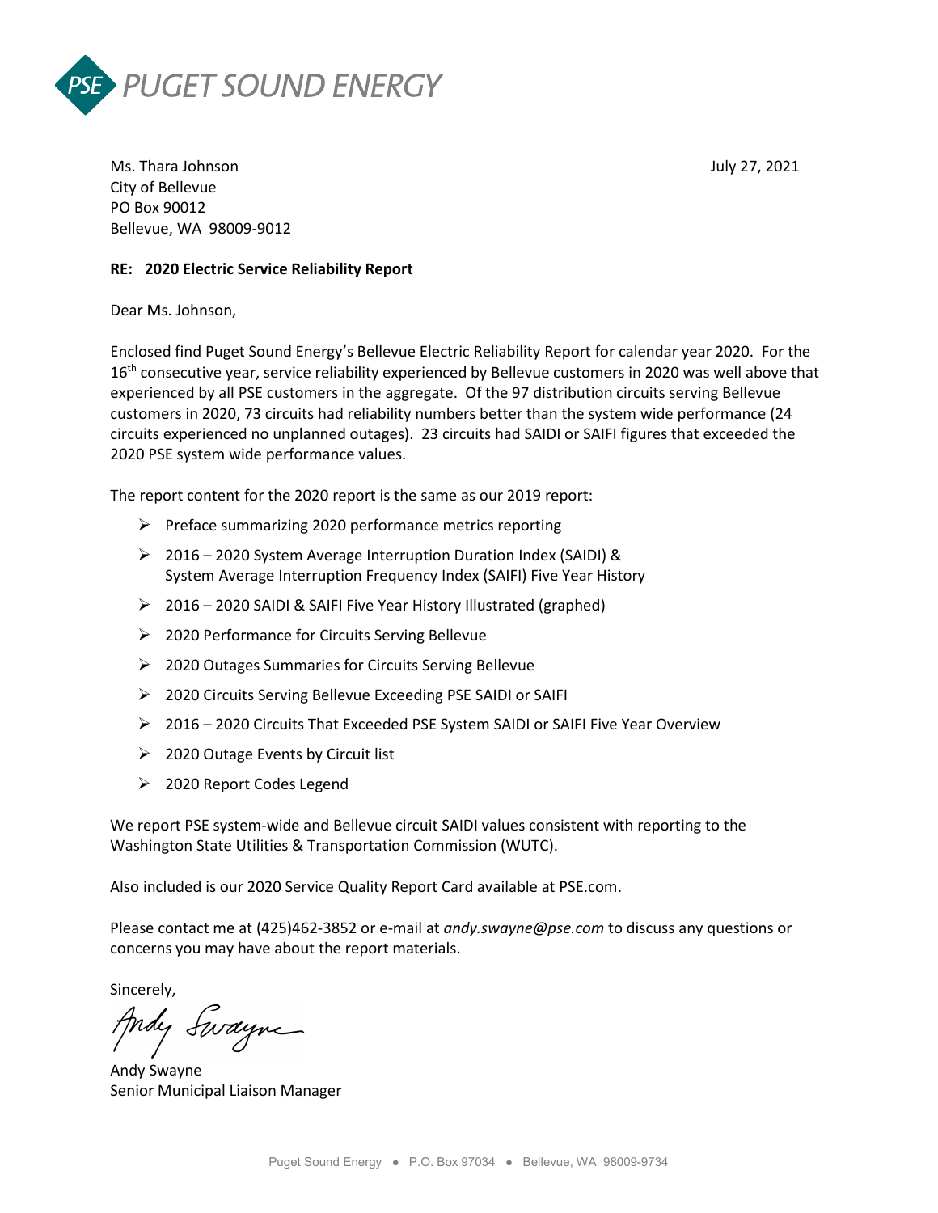PSE PUGET SOUND ENERGY

Ms. Thara Johnson
City of Bellevue
PO Box 90012
Bellevue, WA 98009-9012

July 27, 2021

**RE: 2020 Electric Service Reliability Report**

Dear Ms. Johnson,

Enclosed find Puget Sound Energy's Bellevue Electric Reliability Report for calendar year 2020. For the 16th consecutive year, service reliability experienced by Bellevue customers in 2020 was well above that experienced by all PSE customers in the aggregate. Of the 97 distribution circuits serving Bellevue customers in 2020, 73 circuits had reliability numbers better than the system wide performance (24 circuits experienced no unplanned outages). 23 circuits had SAIDI or SAIFI figures that exceeded the 2020 PSE system wide performance values.

The report content for the 2020 report is the same as our 2019 report:

- Preface summarizing 2020 performance metrics reporting
- 2016 – 2020 System Average Interruption Duration Index (SAIDI) & System Average Interruption Frequency Index (SAIFI) Five Year History
- 2016 – 2020 SAIDI & SAIFI Five Year History Illustrated (graphed)
- 2020 Performance for Circuits Serving Bellevue
- 2020 Outages Summaries for Circuits Serving Bellevue
- 2020 Circuits Serving Bellevue Exceeding PSE SAIDI or SAIFI
- 2016 – 2020 Circuits That Exceeded PSE System SAIDI or SAIFI Five Year Overview
- 2020 Outage Events by Circuit list
- 2020 Report Codes Legend

We report PSE system-wide and Bellevue circuit SAIDI values consistent with reporting to the Washington State Utilities & Transportation Commission (WUTC).

Also included is our 2020 Service Quality Report Card available at PSE.com.

Please contact me at (425)462-3852 or e-mail at *andy.swayne@pse.com* to discuss any questions or concerns you may have about the report materials.

Sincerely,

Andy Swayne
Senior Municipal Liaison Manager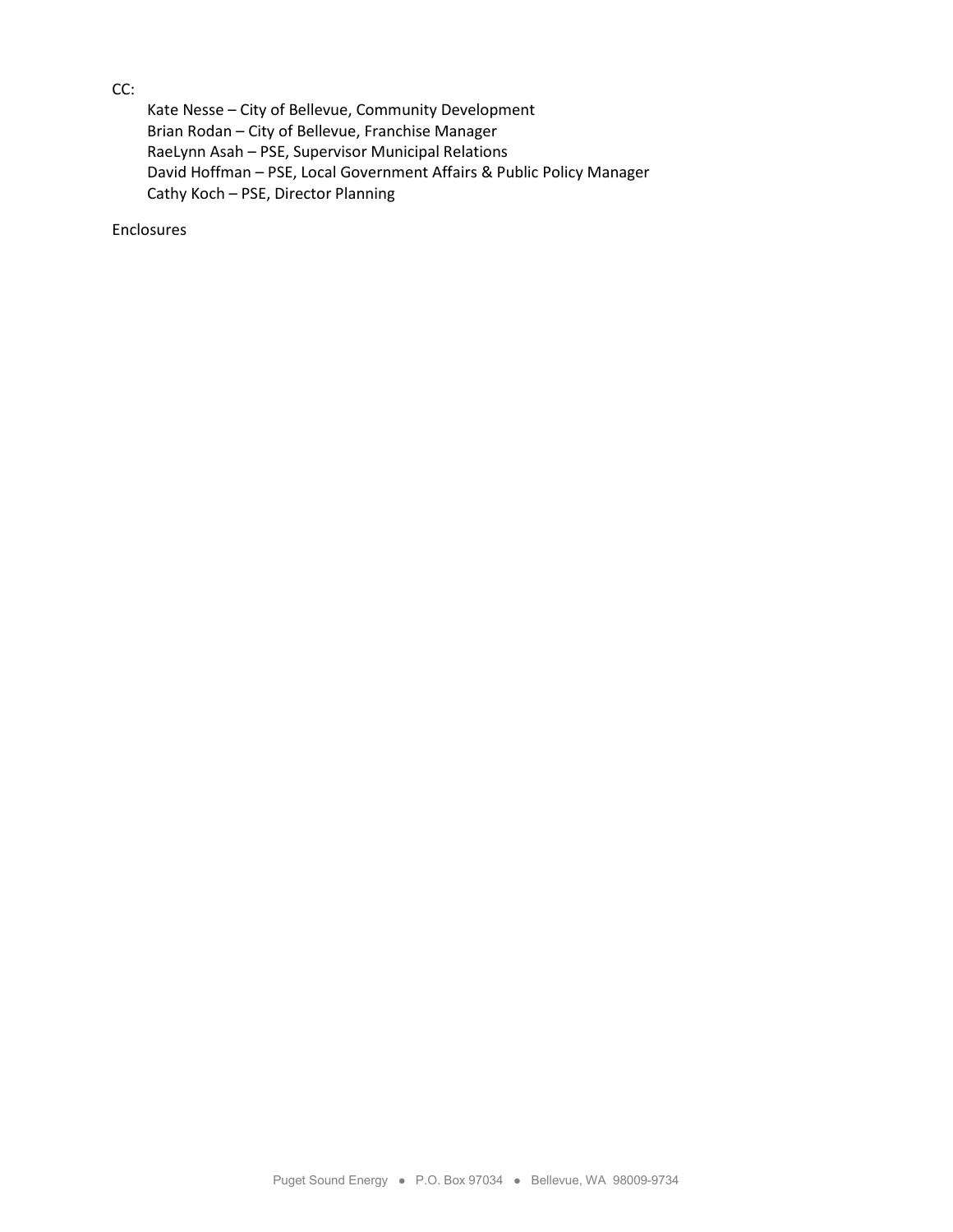CC:

Kate Nesse – City of Bellevue, Community Development
Brian Rodan – City of Bellevue, Franchise Manager
RaeLynn Asah – PSE, Supervisor Municipal Relations
David Hoffman – PSE, Local Government Affairs & Public Policy Manager
Cathy Koch – PSE, Director Planning

Enclosures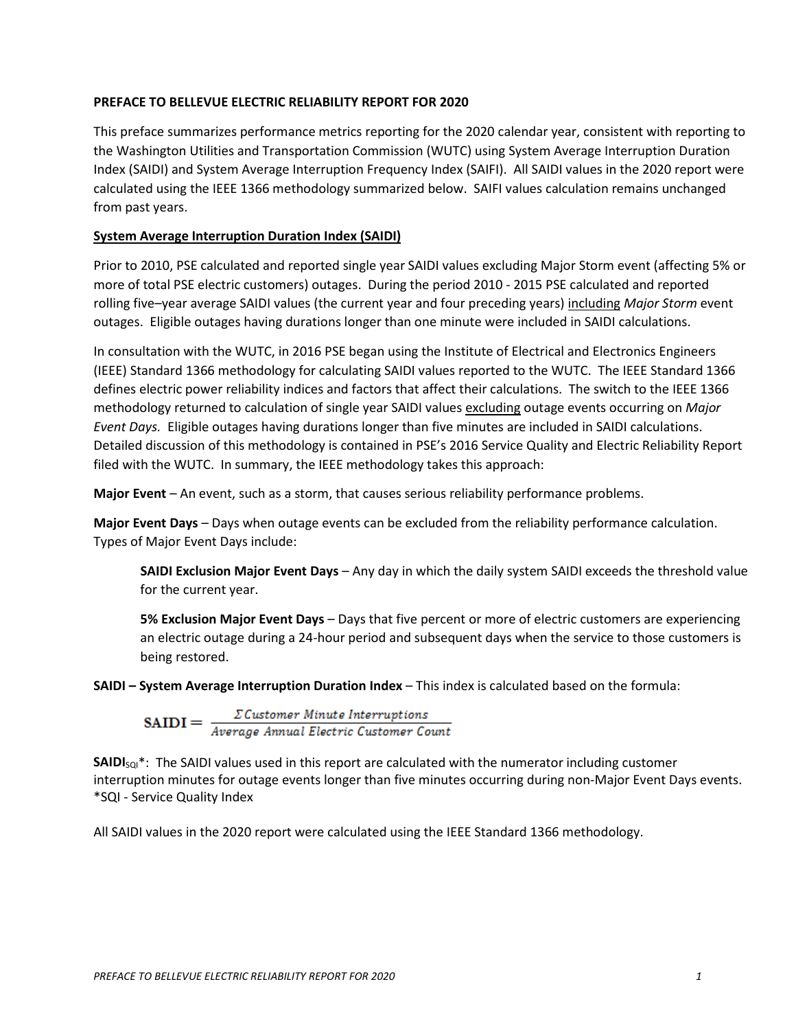**PREFACE TO BELLEVUE ELECTRIC RELIABILITY REPORT FOR 2020**

This preface summarizes performance metrics reporting for the 2020 calendar year, consistent with reporting to the Washington Utilities and Transportation Commission (WUTC) using System Average Interruption Duration Index (SAIDI) and System Average Interruption Frequency Index (SAIFI). All SAIDI values in the 2020 report were calculated using the IEEE 1366 methodology summarized below. SAIFI values calculation remains unchanged from past years.

**System Average Interruption Duration Index (SAIDI)**

Prior to 2010, PSE calculated and reported single year SAIDI values excluding Major Storm event (affecting 5% or more of total PSE electric customers) outages. During the period 2010 - 2015 PSE calculated and reported rolling five–year average SAIDI values (the current year and four preceding years) including *Major Storm* event outages. Eligible outages having durations longer than one minute were included in SAIDI calculations.

In consultation with the WUTC, in 2016 PSE began using the Institute of Electrical and Electronics Engineers (IEEE) Standard 1366 methodology for calculating SAIDI values reported to the WUTC. The IEEE Standard 1366 defines electric power reliability indices and factors that affect their calculations. The switch to the IEEE 1366 methodology returned to calculation of single year SAIDI values excluding outage events occurring on *Major Event Days.* Eligible outages having durations longer than five minutes are included in SAIDI calculations. Detailed discussion of this methodology is contained in PSE's 2016 Service Quality and Electric Reliability Report filed with the WUTC. In summary, the IEEE methodology takes this approach:

**Major Event** – An event, such as a storm, that causes serious reliability performance problems.

**Major Event Days** – Days when outage events can be excluded from the reliability performance calculation. Types of Major Event Days include:

> **SAIDI Exclusion Major Event Days** – Any day in which the daily system SAIDI exceeds the threshold value for the current year.
>
> **5% Exclusion Major Event Days** – Days that five percent or more of electric customers are experiencing an electric outage during a 24-hour period and subsequent days when the service to those customers is being restored.

**SAIDI – System Average Interruption Duration Index** – This index is calculated based on the formula:

$$\text{SAIDI} = \frac{\Sigma\, \textit{Customer Minute Interruptions}}{\textit{Average Annual Electric Customer Count}}$$

**$\text{SAIDI}_{SQI}$***: The SAIDI values used in this report are calculated with the numerator including customer interruption minutes for outage events longer than five minutes occurring during non-Major Event Days events.
*SQI - Service Quality Index

All SAIDI values in the 2020 report were calculated using the IEEE Standard 1366 methodology.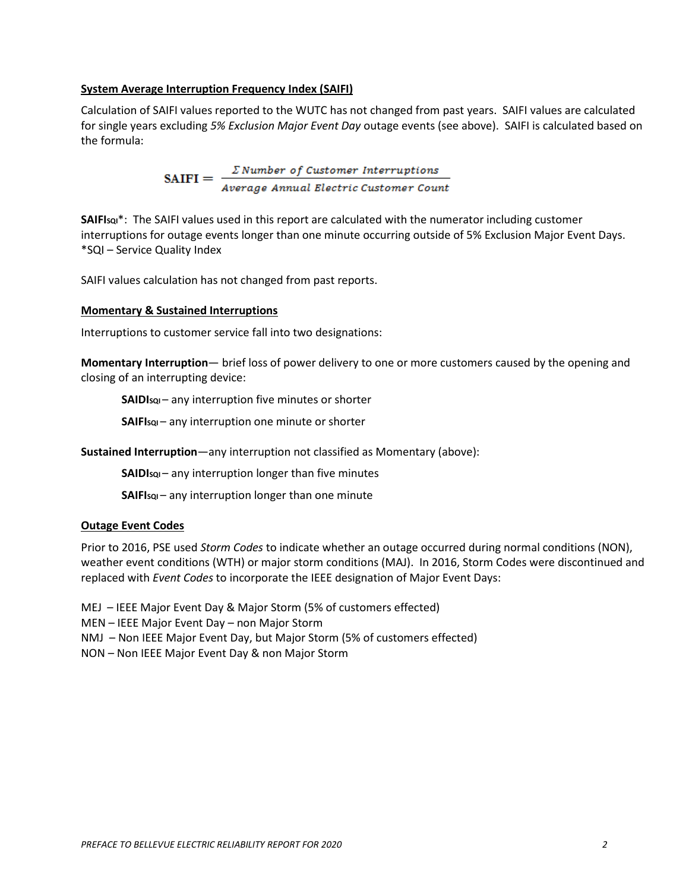## System Average Interruption Frequency Index (SAIFI)

Calculation of SAIFI values reported to the WUTC has not changed from past years. SAIFI values are calculated for single years excluding *5% Exclusion Major Event Day* outage events (see above). SAIFI is calculated based on the formula:

$$\text{SAIFI} = \frac{\Sigma \textit{ Number of Customer Interruptions}}{\textit{Average Annual Electric Customer Count}}$$

**$\text{SAIFI}_{\text{SQI}}$***: The SAIFI values used in this report are calculated with the numerator including customer interruptions for outage events longer than one minute occurring outside of 5% Exclusion Major Event Days.
*SQI – Service Quality Index

SAIFI values calculation has not changed from past reports.

## Momentary & Sustained Interruptions

Interruptions to customer service fall into two designations:

**Momentary Interruption**— brief loss of power delivery to one or more customers caused by the opening and closing of an interrupting device:

- **$\text{SAIDI}_{\text{SQI}}$** – any interruption five minutes or shorter
- **$\text{SAIFI}_{\text{SQI}}$** – any interruption one minute or shorter

**Sustained Interruption**—any interruption not classified as Momentary (above):

- **$\text{SAIDI}_{\text{SQI}}$** – any interruption longer than five minutes
- **$\text{SAIFI}_{\text{SQI}}$** – any interruption longer than one minute

## Outage Event Codes

Prior to 2016, PSE used *Storm Codes* to indicate whether an outage occurred during normal conditions (NON), weather event conditions (WTH) or major storm conditions (MAJ). In 2016, Storm Codes were discontinued and replaced with *Event Codes* to incorporate the IEEE designation of Major Event Days:

MEJ – IEEE Major Event Day & Major Storm (5% of customers effected)
MEN – IEEE Major Event Day – non Major Storm
NMJ – Non IEEE Major Event Day, but Major Storm (5% of customers effected)
NON – Non IEEE Major Event Day & non Major Storm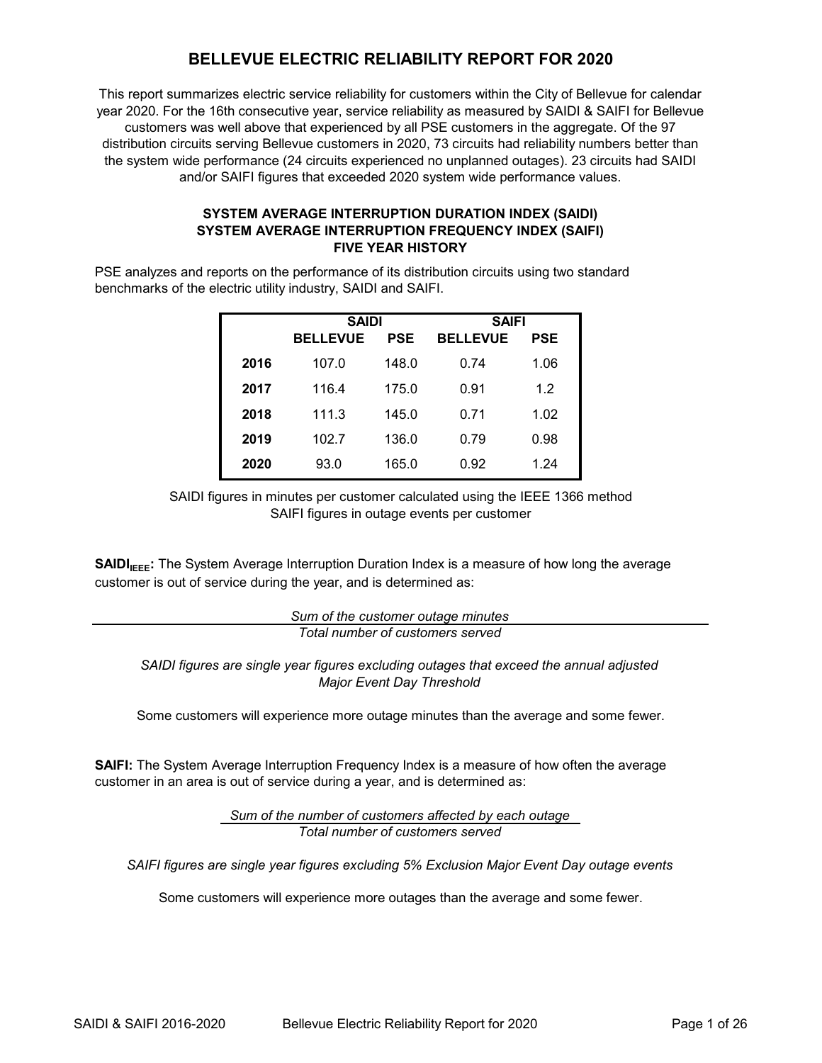# BELLEVUE ELECTRIC RELIABILITY REPORT FOR 2020

This report summarizes electric service reliability for customers within the City of Bellevue for calendar year 2020. For the 16th consecutive year, service reliability as measured by SAIDI & SAIFI for Bellevue customers was well above that experienced by all PSE customers in the aggregate. Of the 97 distribution circuits serving Bellevue customers in 2020, 73 circuits had reliability numbers better than the system wide performance (24 circuits experienced no unplanned outages). 23 circuits had SAIDI and/or SAIFI figures that exceeded 2020 system wide performance values.

### SYSTEM AVERAGE INTERRUPTION DURATION INDEX (SAIDI)
### SYSTEM AVERAGE INTERRUPTION FREQUENCY INDEX (SAIFI)
### FIVE YEAR HISTORY

PSE analyzes and reports on the performance of its distribution circuits using two standard benchmarks of the electric utility industry, SAIDI and SAIFI.

| | SAIDI | | SAIFI | |
|---|---|---|---|---|
| | **BELLEVUE** | **PSE** | **BELLEVUE** | **PSE** |
| **2016** | 107.0 | 148.0 | 0.74 | 1.06 |
| **2017** | 116.4 | 175.0 | 0.91 | 1.2 |
| **2018** | 111.3 | 145.0 | 0.71 | 1.02 |
| **2019** | 102.7 | 136.0 | 0.79 | 0.98 |
| **2020** | 93.0 | 165.0 | 0.92 | 1.24 |

SAIDI figures in minutes per customer calculated using the IEEE 1366 method
SAIFI figures in outage events per customer

**$SAIDI_{IEEE}$:** The System Average Interruption Duration Index is a measure of how long the average customer is out of service during the year, and is determined as:

$$\frac{\textit{Sum of the customer outage minutes}}{\textit{Total number of customers served}}$$

*SAIDI figures are single year figures excluding outages that exceed the annual adjusted Major Event Day Threshold*

Some customers will experience more outage minutes than the average and some fewer.

**SAIFI:** The System Average Interruption Frequency Index is a measure of how often the average customer in an area is out of service during a year, and is determined as:

$$\frac{\textit{Sum of the number of customers affected by each outage}}{\textit{Total number of customers served}}$$

*SAIFI figures are single year figures excluding 5% Exclusion Major Event Day outage events*

Some customers will experience more outages than the average and some fewer.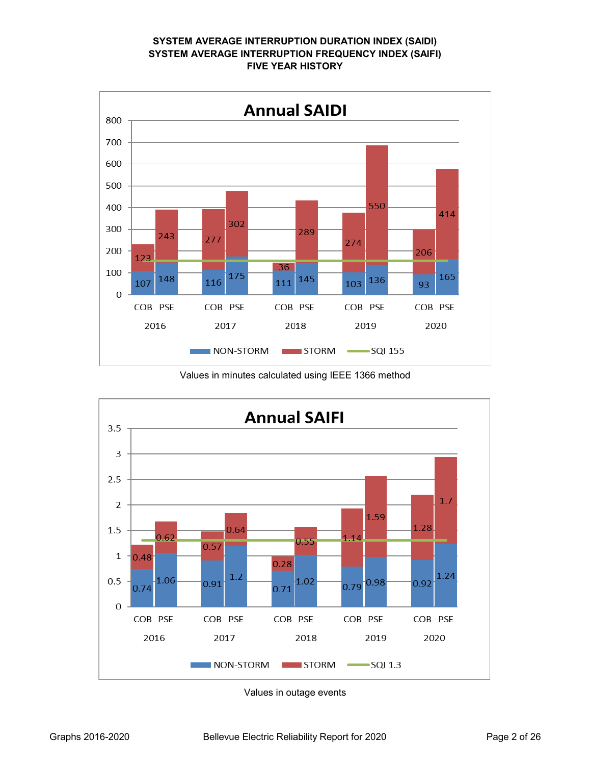# SYSTEM AVERAGE INTERRUPTION DURATION INDEX (SAIDI)
# SYSTEM AVERAGE INTERRUPTION FREQUENCY INDEX (SAIFI)
# FIVE YEAR HISTORY

## Annual SAIDI

| Year | Utility | NON-STORM | STORM |
|---|---|---|---|
| 2016 | COB | 107 | 123 |
| 2016 | PSE | 148 | 243 |
| 2017 | COB | 116 | 277 |
| 2017 | PSE | 175 | 302 |
| 2018 | COB | 111 | 36 |
| 2018 | PSE | 145 | 289 |
| 2019 | COB | 103 | 274 |
| 2019 | PSE | 136 | 550 |
| 2020 | COB | 93 | 206 |
| 2020 | PSE | 165 | 414 |

Legend: NON-STORM, STORM, SQI 155

Values in minutes calculated using IEEE 1366 method

## Annual SAIFI

| Year | Utility | NON-STORM | STORM |
|---|---|---|---|
| 2016 | COB | 0.74 | 0.48 |
| 2016 | PSE | 1.06 | 0.62 |
| 2017 | COB | 0.91 | 0.57 |
| 2017 | PSE | 1.2 | 0.64 |
| 2018 | COB | 0.71 | 0.28 |
| 2018 | PSE | 1.02 | 0.55 |
| 2019 | COB | 0.79 | 1.14 |
| 2019 | PSE | 0.98 | 1.59 |
| 2020 | COB | 0.92 | 1.28 |
| 2020 | PSE | 1.24 | 1.7 |

Legend: NON-STORM, STORM, SQI 1.3

Values in outage events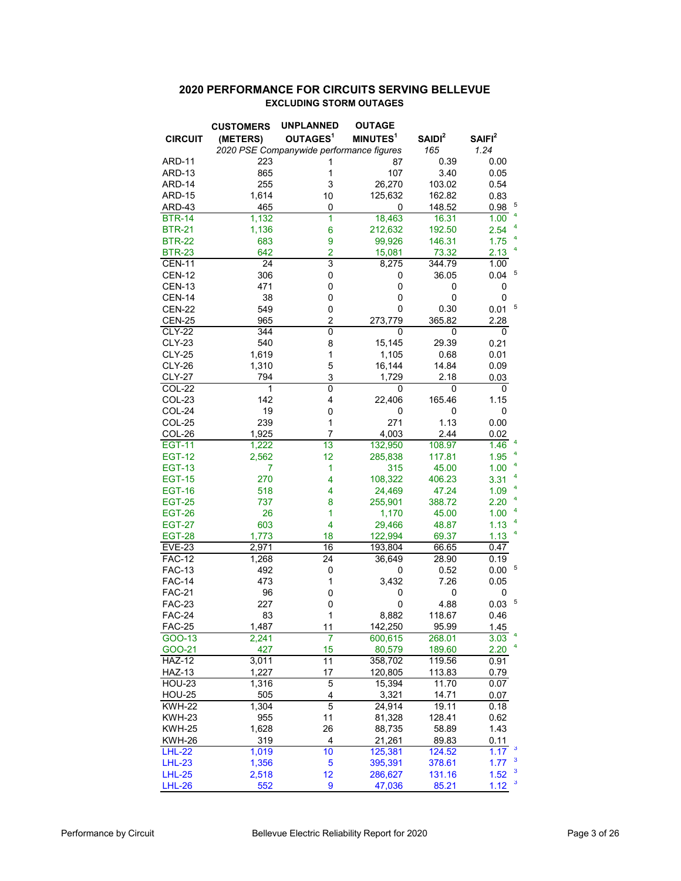## 2020 PERFORMANCE FOR CIRCUITS SERVING BELLEVUE

### EXCLUDING STORM OUTAGES

| CIRCUIT | CUSTOMERS (METERS) | UNPLANNED OUTAGES[1] | OUTAGE MINUTES[1] | SAIDI[2] | SAIFI[2] | |
|---|---|---|---|---|---|---|
| | *2020 PSE Companywide performance figures* | | | *165* | *1.24* | |
| ARD-11 | 223 | 1 | 87 | 0.39 | 0.00 | |
| ARD-13 | 865 | 1 | 107 | 3.40 | 0.05 | |
| ARD-14 | 255 | 3 | 26,270 | 103.02 | 0.54 | |
| ARD-15 | 1,614 | 10 | 125,632 | 162.82 | 0.83 | |
| ARD-43 | 465 | 0 | 0 | 148.52 | 0.98 | 5 |
| BTR-14 | 1,132 | 1 | 18,463 | 16.31 | 1.00 | 4 |
| BTR-21 | 1,136 | 6 | 212,632 | 192.50 | 2.54 | 4 |
| BTR-22 | 683 | 9 | 99,926 | 146.31 | 1.75 | 4 |
| BTR-23 | 642 | 2 | 15,081 | 73.32 | 2.13 | 4 |
| CEN-11 | 24 | 3 | 8,275 | 344.79 | 1.00 | |
| CEN-12 | 306 | 0 | 0 | 36.05 | 0.04 | 5 |
| CEN-13 | 471 | 0 | 0 | 0 | 0 | |
| CEN-14 | 38 | 0 | 0 | 0 | 0 | |
| CEN-22 | 549 | 0 | 0 | 0.30 | 0.01 | 5 |
| CEN-25 | 965 | 2 | 273,779 | 365.82 | 2.28 | |
| CLY-22 | 344 | 0 | 0 | 0 | 0 | |
| CLY-23 | 540 | 8 | 15,145 | 29.39 | 0.21 | |
| CLY-25 | 1,619 | 1 | 1,105 | 0.68 | 0.01 | |
| CLY-26 | 1,310 | 5 | 16,144 | 14.84 | 0.09 | |
| CLY-27 | 794 | 3 | 1,729 | 2.18 | 0.03 | |
| COL-22 | 1 | 0 | 0 | 0 | 0 | |
| COL-23 | 142 | 4 | 22,406 | 165.46 | 1.15 | |
| COL-24 | 19 | 0 | 0 | 0 | 0 | |
| COL-25 | 239 | 1 | 271 | 1.13 | 0.00 | |
| COL-26 | 1,925 | 7 | 4,003 | 2.44 | 0.02 | |
| EGT-11 | 1,222 | 13 | 132,950 | 108.97 | 1.46 | 4 |
| EGT-12 | 2,562 | 12 | 285,838 | 117.81 | 1.95 | 4 |
| EGT-13 | 7 | 1 | 315 | 45.00 | 1.00 | 4 |
| EGT-15 | 270 | 4 | 108,322 | 406.23 | 3.31 | 4 |
| EGT-16 | 518 | 4 | 24,469 | 47.24 | 1.09 | 4 |
| EGT-25 | 737 | 8 | 255,901 | 388.72 | 2.20 | 4 |
| EGT-26 | 26 | 1 | 1,170 | 45.00 | 1.00 | 4 |
| EGT-27 | 603 | 4 | 29,466 | 48.87 | 1.13 | 4 |
| EGT-28 | 1,773 | 18 | 122,994 | 69.37 | 1.13 | 4 |
| EVE-23 | 2,971 | 16 | 193,804 | 66.65 | 0.47 | |
| FAC-12 | 1,268 | 24 | 36,649 | 28.90 | 0.19 | |
| FAC-13 | 492 | 0 | 0 | 0.52 | 0.00 | 5 |
| FAC-14 | 473 | 1 | 3,432 | 7.26 | 0.05 | |
| FAC-21 | 96 | 0 | 0 | 0 | 0 | |
| FAC-23 | 227 | 0 | 0 | 4.88 | 0.03 | 5 |
| FAC-24 | 83 | 1 | 8,882 | 118.67 | 0.46 | |
| FAC-25 | 1,487 | 11 | 142,250 | 95.99 | 1.45 | |
| GOO-13 | 2,241 | 7 | 600,615 | 268.01 | 3.03 | 4 |
| GOO-21 | 427 | 15 | 80,579 | 189.60 | 2.20 | 4 |
| HAZ-12 | 3,011 | 11 | 358,702 | 119.56 | 0.91 | |
| HAZ-13 | 1,227 | 17 | 120,805 | 113.83 | 0.79 | |
| HOU-23 | 1,316 | 5 | 15,394 | 11.70 | 0.07 | |
| HOU-25 | 505 | 4 | 3,321 | 14.71 | 0.07 | |
| KWH-22 | 1,304 | 5 | 24,914 | 19.11 | 0.18 | |
| KWH-23 | 955 | 11 | 81,328 | 128.41 | 0.62 | |
| KWH-25 | 1,628 | 26 | 88,735 | 58.89 | 1.43 | |
| KWH-26 | 319 | 4 | 21,261 | 89.83 | 0.11 | |
| LHL-22 | 1,019 | 10 | 125,381 | 124.52 | 1.17 | 3 |
| LHL-23 | 1,356 | 5 | 395,391 | 378.61 | 1.77 | 3 |
| LHL-25 | 2,518 | 12 | 286,627 | 131.16 | 1.52 | 3 |
| LHL-26 | 552 | 9 | 47,036 | 85.21 | 1.12 | 3 |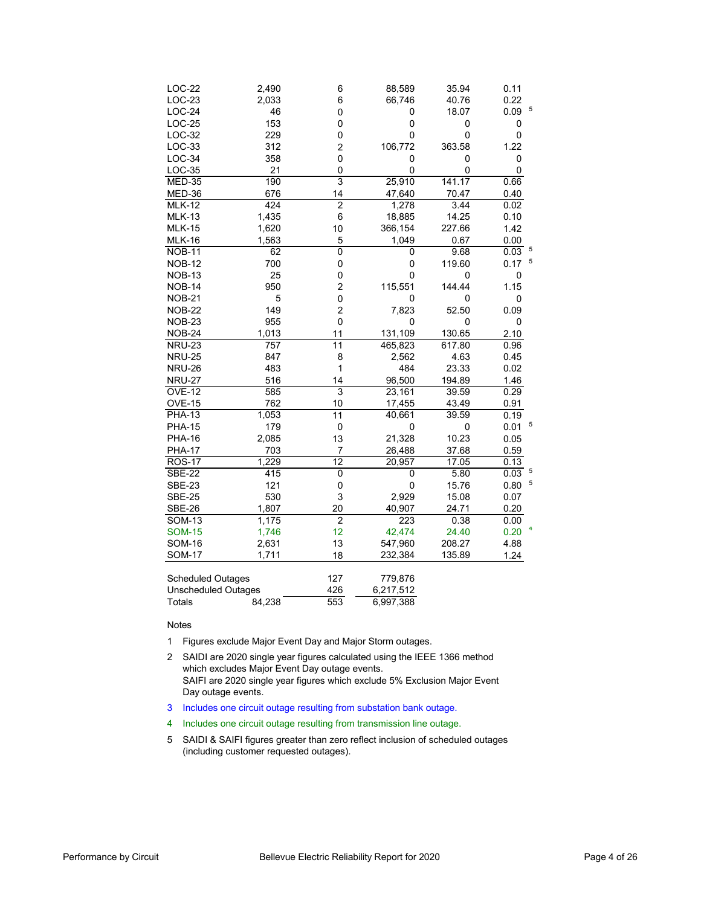| | | | | | | |
|---|---|---|---|---|---|---|
| LOC-22 | 2,490 | 6 | 88,589 | 35.94 | 0.11 | |
| LOC-23 | 2,033 | 6 | 66,746 | 40.76 | 0.22 | |
| LOC-24 | 46 | 0 | 0 | 18.07 | 0.09 | 5 |
| LOC-25 | 153 | 0 | 0 | 0 | 0 | |
| LOC-32 | 229 | 0 | 0 | 0 | 0 | |
| LOC-33 | 312 | 2 | 106,772 | 363.58 | 1.22 | |
| LOC-34 | 358 | 0 | 0 | 0 | 0 | |
| LOC-35 | 21 | 0 | 0 | 0 | 0 | |
| MED-35 | 190 | 3 | 25,910 | 141.17 | 0.66 | |
| MED-36 | 676 | 14 | 47,640 | 70.47 | 0.40 | |
| MLK-12 | 424 | 2 | 1,278 | 3.44 | 0.02 | |
| MLK-13 | 1,435 | 6 | 18,885 | 14.25 | 0.10 | |
| MLK-15 | 1,620 | 10 | 366,154 | 227.66 | 1.42 | |
| MLK-16 | 1,563 | 5 | 1,049 | 0.67 | 0.00 | |
| NOB-11 | 62 | 0 | 0 | 9.68 | 0.03 | 5 |
| NOB-12 | 700 | 0 | 0 | 119.60 | 0.17 | 5 |
| NOB-13 | 25 | 0 | 0 | 0 | 0 | |
| NOB-14 | 950 | 2 | 115,551 | 144.44 | 1.15 | |
| NOB-21 | 5 | 0 | 0 | 0 | 0 | |
| NOB-22 | 149 | 2 | 7,823 | 52.50 | 0.09 | |
| NOB-23 | 955 | 0 | 0 | 0 | 0 | |
| NOB-24 | 1,013 | 11 | 131,109 | 130.65 | 2.10 | |
| NRU-23 | 757 | 11 | 465,823 | 617.80 | 0.96 | |
| NRU-25 | 847 | 8 | 2,562 | 4.63 | 0.45 | |
| NRU-26 | 483 | 1 | 484 | 23.33 | 0.02 | |
| NRU-27 | 516 | 14 | 96,500 | 194.89 | 1.46 | |
| OVE-12 | 585 | 3 | 23,161 | 39.59 | 0.29 | |
| OVE-15 | 762 | 10 | 17,455 | 43.49 | 0.91 | |
| PHA-13 | 1,053 | 11 | 40,661 | 39.59 | 0.19 | |
| PHA-15 | 179 | 0 | 0 | 0 | 0.01 | 5 |
| PHA-16 | 2,085 | 13 | 21,328 | 10.23 | 0.05 | |
| PHA-17 | 703 | 7 | 26,488 | 37.68 | 0.59 | |
| ROS-17 | 1,229 | 12 | 20,957 | 17.05 | 0.13 | |
| SBE-22 | 415 | 0 | 0 | 5.80 | 0.03 | 5 |
| SBE-23 | 121 | 0 | 0 | 15.76 | 0.80 | 5 |
| SBE-25 | 530 | 3 | 2,929 | 15.08 | 0.07 | |
| SBE-26 | 1,807 | 20 | 40,907 | 24.71 | 0.20 | |
| SOM-13 | 1,175 | 2 | 223 | 0.38 | 0.00 | |
| SOM-15 | 1,746 | 12 | 42,474 | 24.40 | 0.20 | 4 |
| SOM-16 | 2,631 | 13 | 547,960 | 208.27 | 4.88 | |
| SOM-17 | 1,711 | 18 | 232,384 | 135.89 | 1.24 | |

| | | | |
|---|---|---|---|
| Scheduled Outages | | 127 | 779,876 |
| Unscheduled Outages | | 426 | 6,217,512 |
| Totals | 84,238 | 553 | 6,997,388 |

Notes

1. Figures exclude Major Event Day and Major Storm outages.
2. SAIDI are 2020 single year figures calculated using the IEEE 1366 method which excludes Major Event Day outage events.
   SAIFI are 2020 single year figures which exclude 5% Exclusion Major Event Day outage events.
3. Includes one circuit outage resulting from substation bank outage.
4. Includes one circuit outage resulting from transmission line outage.
5. SAIDI & SAIFI figures greater than zero reflect inclusion of scheduled outages (including customer requested outages).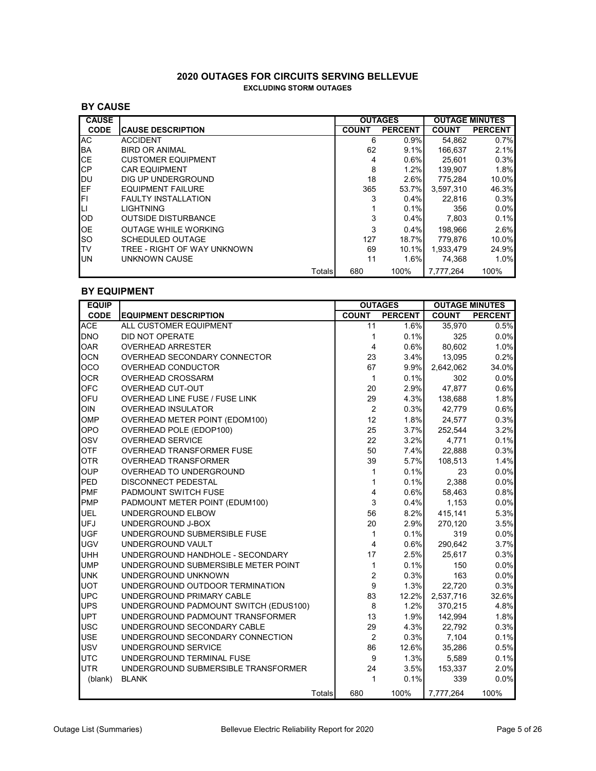## 2020 OUTAGES FOR CIRCUITS SERVING BELLEVUE

**EXCLUDING STORM OUTAGES**

### BY CAUSE

| CAUSE CODE | CAUSE DESCRIPTION | OUTAGES COUNT | OUTAGES PERCENT | OUTAGE MINUTES COUNT | OUTAGE MINUTES PERCENT |
|---|---|---|---|---|---|
| AC | ACCIDENT | 6 | 0.9% | 54,862 | 0.7% |
| BA | BIRD OR ANIMAL | 62 | 9.1% | 166,637 | 2.1% |
| CE | CUSTOMER EQUIPMENT | 4 | 0.6% | 25,601 | 0.3% |
| CP | CAR EQUIPMENT | 8 | 1.2% | 139,907 | 1.8% |
| DU | DIG UP UNDERGROUND | 18 | 2.6% | 775,284 | 10.0% |
| EF | EQUIPMENT FAILURE | 365 | 53.7% | 3,597,310 | 46.3% |
| FI | FAULTY INSTALLATION | 3 | 0.4% | 22,816 | 0.3% |
| LI | LIGHTNING | 1 | 0.1% | 356 | 0.0% |
| OD | OUTSIDE DISTURBANCE | 3 | 0.4% | 7,803 | 0.1% |
| OE | OUTAGE WHILE WORKING | 3 | 0.4% | 198,966 | 2.6% |
| SO | SCHEDULED OUTAGE | 127 | 18.7% | 779,876 | 10.0% |
| TV | TREE - RIGHT OF WAY UNKNOWN | 69 | 10.1% | 1,933,479 | 24.9% |
| UN | UNKNOWN CAUSE | 11 | 1.6% | 74,368 | 1.0% |
| | Totals | 680 | 100% | 7,777,264 | 100% |

### BY EQUIPMENT

| EQUIP CODE | EQUIPMENT DESCRIPTION | OUTAGES COUNT | OUTAGES PERCENT | OUTAGE MINUTES COUNT | OUTAGE MINUTES PERCENT |
|---|---|---|---|---|---|
| ACE | ALL CUSTOMER EQUIPMENT | 11 | 1.6% | 35,970 | 0.5% |
| DNO | DID NOT OPERATE | 1 | 0.1% | 325 | 0.0% |
| OAR | OVERHEAD ARRESTER | 4 | 0.6% | 80,602 | 1.0% |
| OCN | OVERHEAD SECONDARY CONNECTOR | 23 | 3.4% | 13,095 | 0.2% |
| OCO | OVERHEAD CONDUCTOR | 67 | 9.9% | 2,642,062 | 34.0% |
| OCR | OVERHEAD CROSSARM | 1 | 0.1% | 302 | 0.0% |
| OFC | OVERHEAD CUT-OUT | 20 | 2.9% | 47,877 | 0.6% |
| OFU | OVERHEAD LINE FUSE / FUSE LINK | 29 | 4.3% | 138,688 | 1.8% |
| OIN | OVERHEAD INSULATOR | 2 | 0.3% | 42,779 | 0.6% |
| OMP | OVERHEAD METER POINT (EDOM100) | 12 | 1.8% | 24,577 | 0.3% |
| OPO | OVERHEAD POLE (EDOP100) | 25 | 3.7% | 252,544 | 3.2% |
| OSV | OVERHEAD SERVICE | 22 | 3.2% | 4,771 | 0.1% |
| OTF | OVERHEAD TRANSFORMER FUSE | 50 | 7.4% | 22,888 | 0.3% |
| OTR | OVERHEAD TRANSFORMER | 39 | 5.7% | 108,513 | 1.4% |
| OUP | OVERHEAD TO UNDERGROUND | 1 | 0.1% | 23 | 0.0% |
| PED | DISCONNECT PEDESTAL | 1 | 0.1% | 2,388 | 0.0% |
| PMF | PADMOUNT SWITCH FUSE | 4 | 0.6% | 58,463 | 0.8% |
| PMP | PADMOUNT METER POINT (EDUM100) | 3 | 0.4% | 1,153 | 0.0% |
| UEL | UNDERGROUND ELBOW | 56 | 8.2% | 415,141 | 5.3% |
| UFJ | UNDERGROUND J-BOX | 20 | 2.9% | 270,120 | 3.5% |
| UGF | UNDERGROUND SUBMERSIBLE FUSE | 1 | 0.1% | 319 | 0.0% |
| UGV | UNDERGROUND VAULT | 4 | 0.6% | 290,642 | 3.7% |
| UHH | UNDERGROUND HANDHOLE - SECONDARY | 17 | 2.5% | 25,617 | 0.3% |
| UMP | UNDERGROUND SUBMERSIBLE METER POINT | 1 | 0.1% | 150 | 0.0% |
| UNK | UNDERGROUND UNKNOWN | 2 | 0.3% | 163 | 0.0% |
| UOT | UNDERGROUND OUTDOOR TERMINATION | 9 | 1.3% | 22,720 | 0.3% |
| UPC | UNDERGROUND PRIMARY CABLE | 83 | 12.2% | 2,537,716 | 32.6% |
| UPS | UNDERGROUND PADMOUNT SWITCH (EDUS100) | 8 | 1.2% | 370,215 | 4.8% |
| UPT | UNDERGROUND PADMOUNT TRANSFORMER | 13 | 1.9% | 142,994 | 1.8% |
| USC | UNDERGROUND SECONDARY CABLE | 29 | 4.3% | 22,792 | 0.3% |
| USE | UNDERGROUND SECONDARY CONNECTION | 2 | 0.3% | 7,104 | 0.1% |
| USV | UNDERGROUND SERVICE | 86 | 12.6% | 35,286 | 0.5% |
| UTC | UNDERGROUND TERMINAL FUSE | 9 | 1.3% | 5,589 | 0.1% |
| UTR | UNDERGROUND SUBMERSIBLE TRANSFORMER | 24 | 3.5% | 153,337 | 2.0% |
| (blank) | BLANK | 1 | 0.1% | 339 | 0.0% |
| | Totals | 680 | 100% | 7,777,264 | 100% |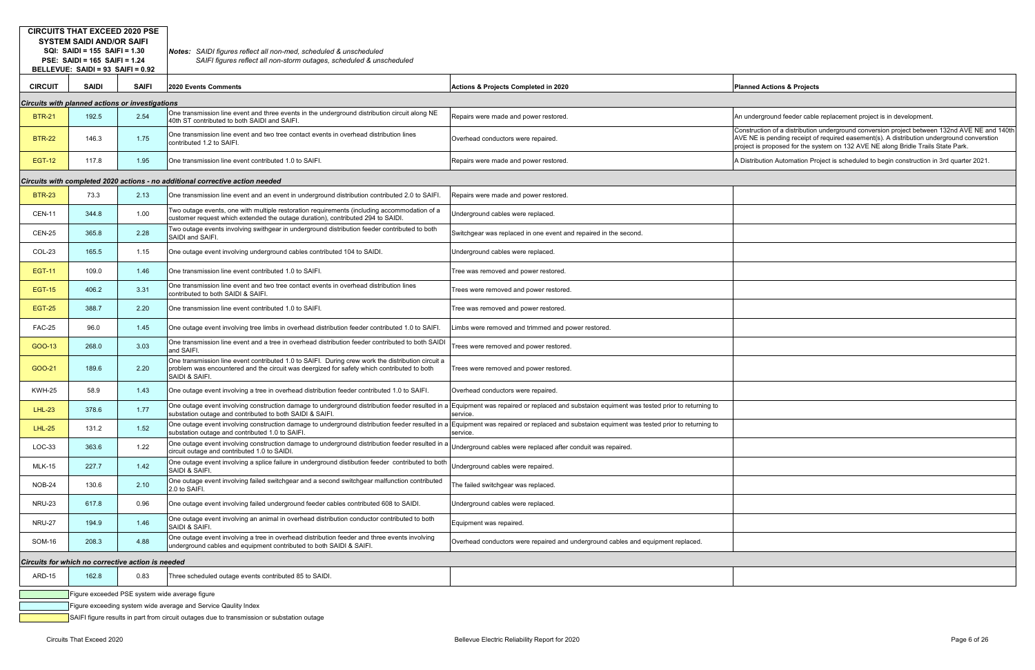**CIRCUITS THAT EXCEED 2020 PSE SYSTEM SAIDI AND/OR SAIFI**
**SQI: SAIDI = 155 SAIFI = 1.30**
**PSE: SAIDI = 165 SAIFI = 1.24**
**BELLEVUE: SAIDI = 93 SAIFI = 0.92**

***Notes:*** *SAIDI figures reflect all non-med, scheduled & unscheduled*
*SAIFI figures reflect all non-storm outages, scheduled & unscheduled*

| CIRCUIT | SAIDI | SAIFI | 2020 Events Comments | Actions & Projects Completed in 2020 | Planned Actions & Projects |
|---|---|---|---|---|---|
| ***Circuits with planned actions or investigations*** | | | | | |
| BTR-21 | 192.5 | 2.54 | One transmission line event and three events in the underground distribution circuit along NE 40th ST contributed to both SAIDI and SAIFI. | Repairs were made and power restored. | An underground feeder cable replacement project is in development. |
| BTR-22 | 146.3 | 1.75 | One transmission line event and two tree contact events in overhead distribution lines contributed 1.2 to SAIFI. | Overhead conductors were repaired. | Construction of a distribution underground conversion project between 132nd AVE NE and 140th AVE NE is pending receipt of required easement(s). A distribution underground conversion project is proposed for the system on 132 AVE NE along Bridle Trails State Park. |
| EGT-12 | 117.8 | 1.95 | One transmission line event contributed 1.0 to SAIFI. | Repairs were made and power restored. | A Distribution Automation Project is scheduled to begin construction in 3rd quarter 2021. |
| ***Circuits with completed 2020 actions - no additional corrective action needed*** | | | | | |
| BTR-23 | 73.3 | 2.13 | One transmission line event and an event in underground distribution contributed 2.0 to SAIFI. | Repairs were made and power restored. | |
| CEN-11 | 344.8 | 1.00 | Two outage events, one with multiple restoration requirements (including accommodation of a customer request which extended the outage duration), contributed 294 to SAIDI. | Underground cables were replaced. | |
| CEN-25 | 365.8 | 2.28 | Two outage events involving swithgear in underground distribution feeder contributed to both SAIDI and SAIFI. | Switchgear was replaced in one event and repaired in the second. | |
| COL-23 | 165.5 | 1.15 | One outage event involving underground cables contributed 104 to SAIDI. | Underground cables were replaced. | |
| EGT-11 | 109.0 | 1.46 | One transmission line event contributed 1.0 to SAIFI. | Tree was removed and power restored. | |
| EGT-15 | 406.2 | 3.31 | One transmission line event and two tree contact events in overhead distribution lines contributed to both SAIDI & SAIFI. | Trees were removed and power restored. | |
| EGT-25 | 388.7 | 2.20 | One transmission line event contributed 1.0 to SAIFI. | Tree was removed and power restored. | |
| FAC-25 | 96.0 | 1.45 | One outage event involving tree limbs in overhead distribution feeder contributed 1.0 to SAIFI. | Limbs were removed and trimmed and power restored. | |
| GOO-13 | 268.0 | 3.03 | One transmission line event and a tree in overhead distribution feeder contributed to both SAIDI and SAIFI. | Trees were removed and power restored. | |
| GOO-21 | 189.6 | 2.20 | One transmission line event contributed 1.0 to SAIFI. During crew work the distribution circuit a problem was encountered and the circuit was deergized for safety which contributed to both SAIDI & SAIFI. | Trees were removed and power restored. | |
| KWH-25 | 58.9 | 1.43 | One outage event involving a tree in overhead distribution feeder contributed 1.0 to SAIFI. | Overhead conductors were repaired. | |
| LHL-23 | 378.6 | 1.77 | One outage event involving construction damage to underground distribution feeder resulted in a substation outage and contributed to both SAIDI & SAIFI. | Equipment was repaired or replaced and substaion equiment was tested prior to returning to service. | |
| LHL-25 | 131.2 | 1.52 | One outage event involving construction damage to underground distribution feeder resulted in a substation outage and contributed 1.0 to SAIFI. | Equipment was repaired or replaced and substaion equiment was tested prior to returning to service. | |
| LOC-33 | 363.6 | 1.22 | One outage event involving construction damage to underground distribution feeder resulted in a circuit outage and contributed 1.0 to SAIDI. | Underground cables were replaced after conduit was repaired. | |
| MLK-15 | 227.7 | 1.42 | One outage event involving a splice failure in underground distibution feeder contributed to both SAIDI & SAIFI. | Underground cables were repaired. | |
| NOB-24 | 130.6 | 2.10 | One outage event involving failed switchgear and a second switchgear malfunction contributed 2.0 to SAIFI. | The failed switchgear was replaced. | |
| NRU-23 | 617.8 | 0.96 | One outage event involving failed underground feeder cables contributed 608 to SAIDI. | Underground cables were replaced. | |
| NRU-27 | 194.9 | 1.46 | One outage event involving an animal in overhead distribution conductor contributed to both SAIDI & SAIFI. | Equipment was repaired. | |
| SOM-16 | 208.3 | 4.88 | One outage event involving a tree in overhead distribution feeder and three events involving underground cables and equipment contributed to both SAIDI & SAIFI. | Overhead conductors were repaired and underground cables and equipment replaced. | |
| ***Circuits for which no corrective action is needed*** | | | | | |
| ARD-15 | 162.8 | 0.83 | Three scheduled outage events contributed 85 to SAIDI. | | |

Legend:
- (Green) Figure exceeded PSE system wide average figure
- (Blue) Figure exceeding system wide average and Service Qaulity Index
- (Yellow) SAIFI figure results in part from circuit outages due to transmission or substation outage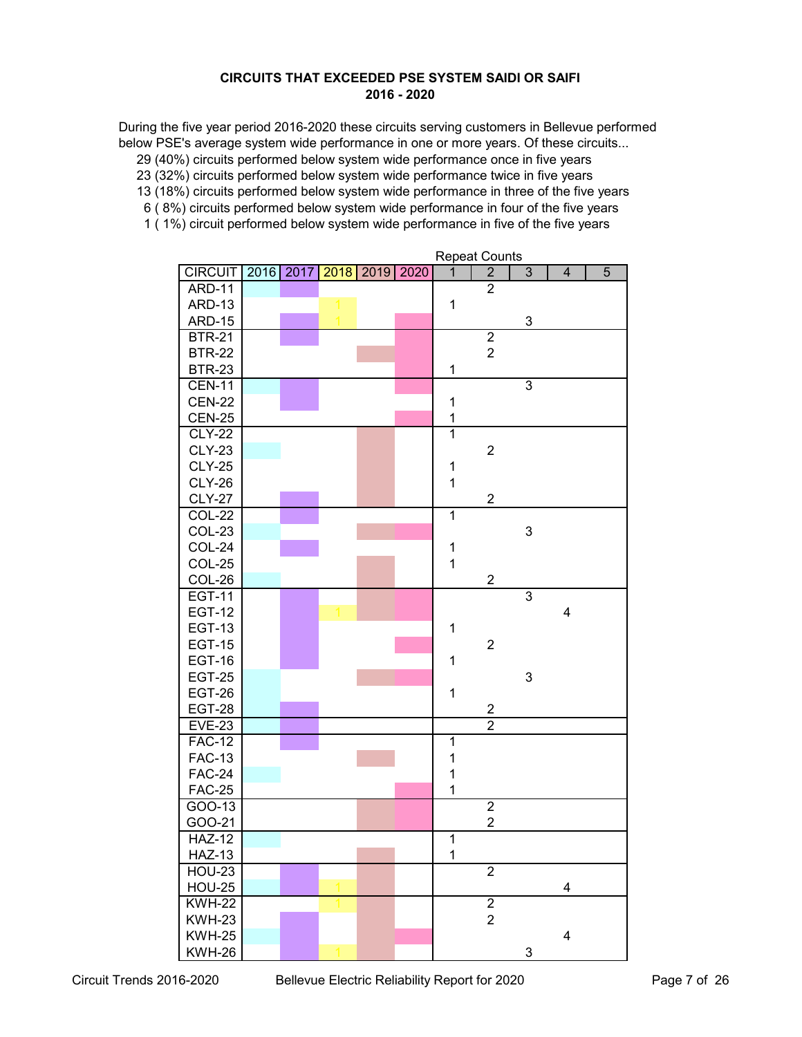**CIRCUITS THAT EXCEEDED PSE SYSTEM SAIDI OR SAIFI**
**2016 - 2020**

During the five year period 2016-2020 these circuits serving customers in Bellevue performed below PSE's average system wide performance in one or more years. Of these circuits...

- 29 (40%) circuits performed below system wide performance once in five years
- 23 (32%) circuits performed below system wide performance twice in five years
- 13 (18%) circuits performed below system wide performance in three of the five years
- 6 ( 8%) circuits performed below system wide performance in four of the five years
- 1 ( 1%) circuit performed below system wide performance in five of the five years

| CIRCUIT | 2016 | 2017 | 2018 | 2019 | 2020 | Repeat Counts 1 | 2 | 3 | 4 | 5 |
|---|---|---|---|---|---|---|---|---|---|---|
| ARD-11 | ■ | ■ | | | | | 2 | | | |
| ARD-13 | | | 1 | | | 1 | | | | |
| ARD-15 | | ■ | 1 | | ■ | | | 3 | | |
| BTR-21 | | ■ | | | ■ | | 2 | | | |
| BTR-22 | | | | ■ | ■ | | 2 | | | |
| BTR-23 | | | | | ■ | 1 | | | | |
| CEN-11 | ■ | ■ | | | ■ | | | 3 | | |
| CEN-22 | | ■ | | | | 1 | | | | |
| CEN-25 | | | | | ■ | 1 | | | | |
| CLY-22 | | | | ■ | | 1 | | | | |
| CLY-23 | ■ | | | ■ | | | 2 | | | |
| CLY-25 | | | | ■ | | 1 | | | | |
| CLY-26 | | | | ■ | | 1 | | | | |
| CLY-27 | | ■ | | ■ | | | 2 | | | |
| COL-22 | | ■ | | | | 1 | | | | |
| COL-23 | ■ | | | ■ | ■ | | | 3 | | |
| COL-24 | | ■ | | | | 1 | | | | |
| COL-25 | | | | ■ | | 1 | | | | |
| COL-26 | ■ | | | ■ | | | 2 | | | |
| EGT-11 | | ■ | | ■ | ■ | | | 3 | | |
| EGT-12 | | ■ | 1 | ■ | ■ | | | | 4 | |
| EGT-13 | | ■ | | | | 1 | | | | |
| EGT-15 | | ■ | | | ■ | | 2 | | | |
| EGT-16 | | ■ | | | | 1 | | | | |
| EGT-25 | ■ | | | ■ | ■ | | | 3 | | |
| EGT-26 | ■ | | | | | 1 | | | | |
| EGT-28 | ■ | ■ | | | | | 2 | | | |
| EVE-23 | ■ | ■ | | | | | 2 | | | |
| FAC-12 | | ■ | | | | 1 | | | | |
| FAC-13 | | | | ■ | | 1 | | | | |
| FAC-24 | ■ | | | | | 1 | | | | |
| FAC-25 | | | | | ■ | 1 | | | | |
| GOO-13 | | | | ■ | ■ | | 2 | | | |
| GOO-21 | | | | ■ | ■ | | 2 | | | |
| HAZ-12 | ■ | | | | | 1 | | | | |
| HAZ-13 | | | | ■ | | 1 | | | | |
| HOU-23 | | ■ | | ■ | | | 2 | | | |
| HOU-25 | ■ | ■ | 1 | ■ | | | | | 4 | |
| KWH-22 | | | 1 | ■ | | | 2 | | | |
| KWH-23 | | ■ | | ■ | | | 2 | | | |
| KWH-25 | ■ | ■ | | ■ | ■ | | | | 4 | |
| KWH-26 | | ■ | 1 | ■ | | | | 3 | | |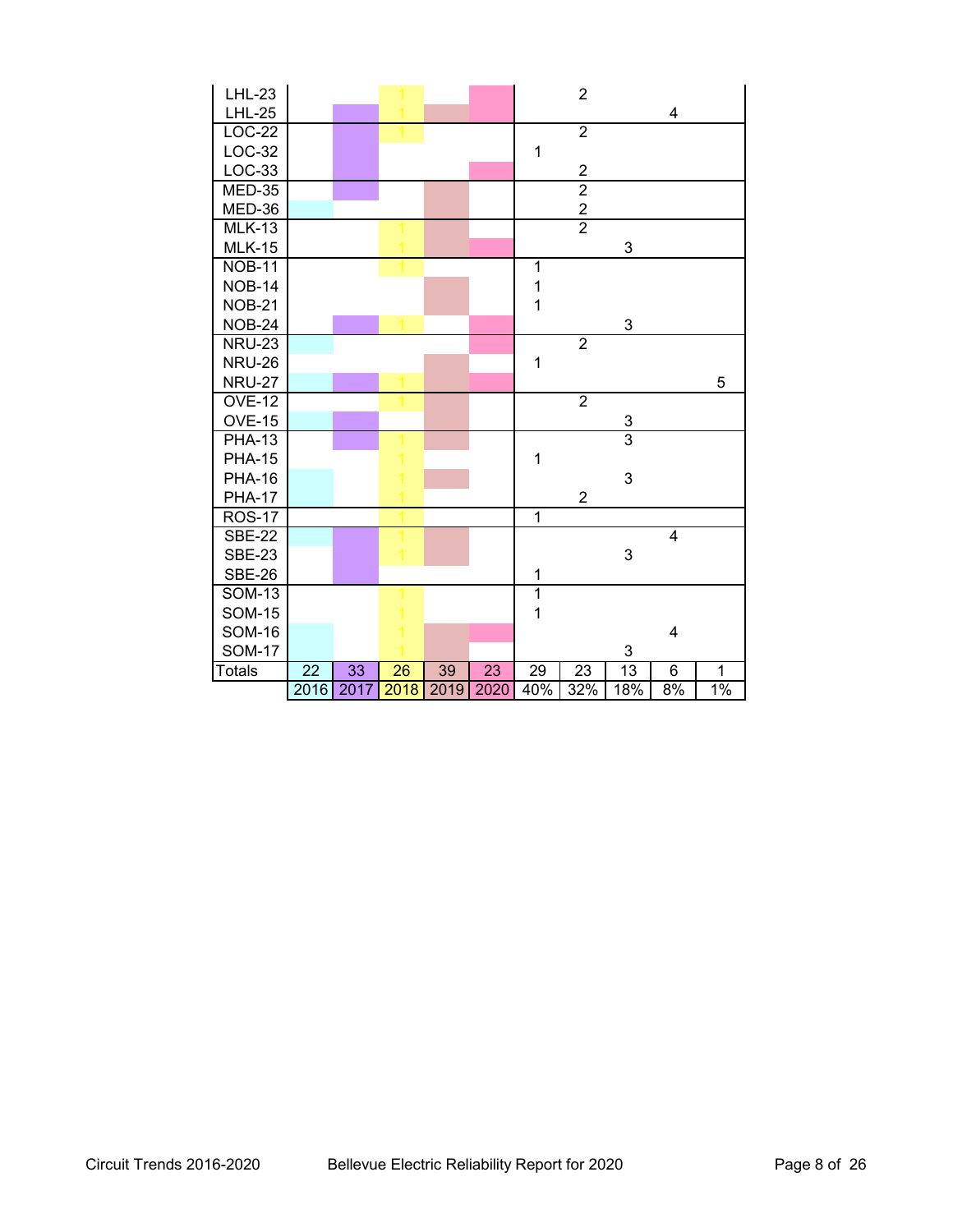| | | | | | | | | | | |
|---|---|---|---|---|---|---|---|---|---|---|
| LHL-23 | | | 1 | | | | 2 | | | |
| LHL-25 | | | 1 | | | | | | 4 | |
| LOC-22 | | | 1 | | | | 2 | | | |
| LOC-32 | | | | | | 1 | | | | |
| LOC-33 | | | | | | | 2 | | | |
| MED-35 | | | | | | | 2 | | | |
| MED-36 | | | | | | | 2 | | | |
| MLK-13 | | | 1 | | | | 2 | | | |
| MLK-15 | | | 1 | | | | | 3 | | |
| NOB-11 | | | 1 | | | 1 | | | | |
| NOB-14 | | | | | | 1 | | | | |
| NOB-21 | | | | | | 1 | | | | |
| NOB-24 | | | 1 | | | | | 3 | | |
| NRU-23 | | | | | | | 2 | | | |
| NRU-26 | | | | | | 1 | | | | |
| NRU-27 | | | 1 | | | | | | | 5 |
| OVE-12 | | | 1 | | | | 2 | | | |
| OVE-15 | | | | | | | | 3 | | |
| PHA-13 | | | 1 | | | | | 3 | | |
| PHA-15 | | | 1 | | | 1 | | | | |
| PHA-16 | | | 1 | | | | | 3 | | |
| PHA-17 | | | 1 | | | | 2 | | | |
| ROS-17 | | | 1 | | | 1 | | | | |
| SBE-22 | | | 1 | | | | | | 4 | |
| SBE-23 | | | 1 | | | | | 3 | | |
| SBE-26 | | | | | | 1 | | | | |
| SOM-13 | | | 1 | | | 1 | | | | |
| SOM-15 | | | 1 | | | 1 | | | | |
| SOM-16 | | | 1 | | | | | | 4 | |
| SOM-17 | | | 1 | | | | | 3 | | |
| Totals | 22 | 33 | 26 | 39 | 23 | 29 | 23 | 13 | 6 | 1 |
| | 2016 | 2017 | 2018 | 2019 | 2020 | 40% | 32% | 18% | 8% | 1% |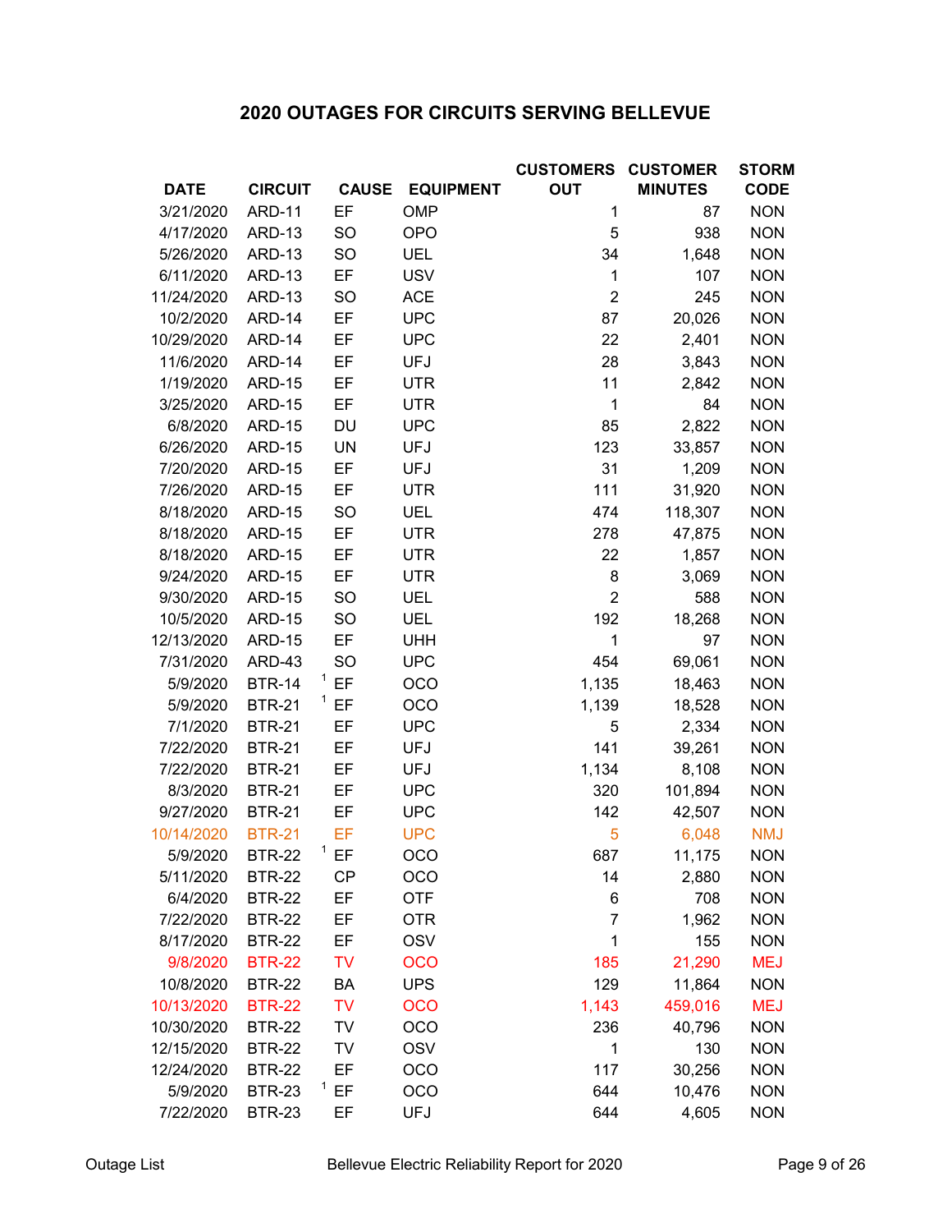## 2020 OUTAGES FOR CIRCUITS SERVING BELLEVUE

| DATE | CIRCUIT | CAUSE | EQUIPMENT | CUSTOMERS OUT | CUSTOMER MINUTES | STORM CODE |
|---|---|---|---|---|---|---|
| 3/21/2020 | ARD-11 | EF | OMP | 1 | 87 | NON |
| 4/17/2020 | ARD-13 | SO | OPO | 5 | 938 | NON |
| 5/26/2020 | ARD-13 | SO | UEL | 34 | 1,648 | NON |
| 6/11/2020 | ARD-13 | EF | USV | 1 | 107 | NON |
| 11/24/2020 | ARD-13 | SO | ACE | 2 | 245 | NON |
| 10/2/2020 | ARD-14 | EF | UPC | 87 | 20,026 | NON |
| 10/29/2020 | ARD-14 | EF | UPC | 22 | 2,401 | NON |
| 11/6/2020 | ARD-14 | EF | UFJ | 28 | 3,843 | NON |
| 1/19/2020 | ARD-15 | EF | UTR | 11 | 2,842 | NON |
| 3/25/2020 | ARD-15 | EF | UTR | 1 | 84 | NON |
| 6/8/2020 | ARD-15 | DU | UPC | 85 | 2,822 | NON |
| 6/26/2020 | ARD-15 | UN | UFJ | 123 | 33,857 | NON |
| 7/20/2020 | ARD-15 | EF | UFJ | 31 | 1,209 | NON |
| 7/26/2020 | ARD-15 | EF | UTR | 111 | 31,920 | NON |
| 8/18/2020 | ARD-15 | SO | UEL | 474 | 118,307 | NON |
| 8/18/2020 | ARD-15 | EF | UTR | 278 | 47,875 | NON |
| 8/18/2020 | ARD-15 | EF | UTR | 22 | 1,857 | NON |
| 9/24/2020 | ARD-15 | EF | UTR | 8 | 3,069 | NON |
| 9/30/2020 | ARD-15 | SO | UEL | 2 | 588 | NON |
| 10/5/2020 | ARD-15 | SO | UEL | 192 | 18,268 | NON |
| 12/13/2020 | ARD-15 | EF | UHH | 1 | 97 | NON |
| 7/31/2020 | ARD-43 | SO | UPC | 454 | 69,061 | NON |
| 5/9/2020 | BTR-14 [1] | EF | OCO | 1,135 | 18,463 | NON |
| 5/9/2020 | BTR-21 [1] | EF | OCO | 1,139 | 18,528 | NON |
| 7/1/2020 | BTR-21 | EF | UPC | 5 | 2,334 | NON |
| 7/22/2020 | BTR-21 | EF | UFJ | 141 | 39,261 | NON |
| 7/22/2020 | BTR-21 | EF | UFJ | 1,134 | 8,108 | NON |
| 8/3/2020 | BTR-21 | EF | UPC | 320 | 101,894 | NON |
| 9/27/2020 | BTR-21 | EF | UPC | 142 | 42,507 | NON |
| 10/14/2020 | BTR-21 | EF | UPC | 5 | 6,048 | NMJ |
| 5/9/2020 | BTR-22 [1] | EF | OCO | 687 | 11,175 | NON |
| 5/11/2020 | BTR-22 | CP | OCO | 14 | 2,880 | NON |
| 6/4/2020 | BTR-22 | EF | OTF | 6 | 708 | NON |
| 7/22/2020 | BTR-22 | EF | OTR | 7 | 1,962 | NON |
| 8/17/2020 | BTR-22 | EF | OSV | 1 | 155 | NON |
| 9/8/2020 | BTR-22 | TV | OCO | 185 | 21,290 | MEJ |
| 10/8/2020 | BTR-22 | BA | UPS | 129 | 11,864 | NON |
| 10/13/2020 | BTR-22 | TV | OCO | 1,143 | 459,016 | MEJ |
| 10/30/2020 | BTR-22 | TV | OCO | 236 | 40,796 | NON |
| 12/15/2020 | BTR-22 | TV | OSV | 1 | 130 | NON |
| 12/24/2020 | BTR-22 | EF | OCO | 117 | 30,256 | NON |
| 5/9/2020 | BTR-23 [1] | EF | OCO | 644 | 10,476 | NON |
| 7/22/2020 | BTR-23 | EF | UFJ | 644 | 4,605 | NON |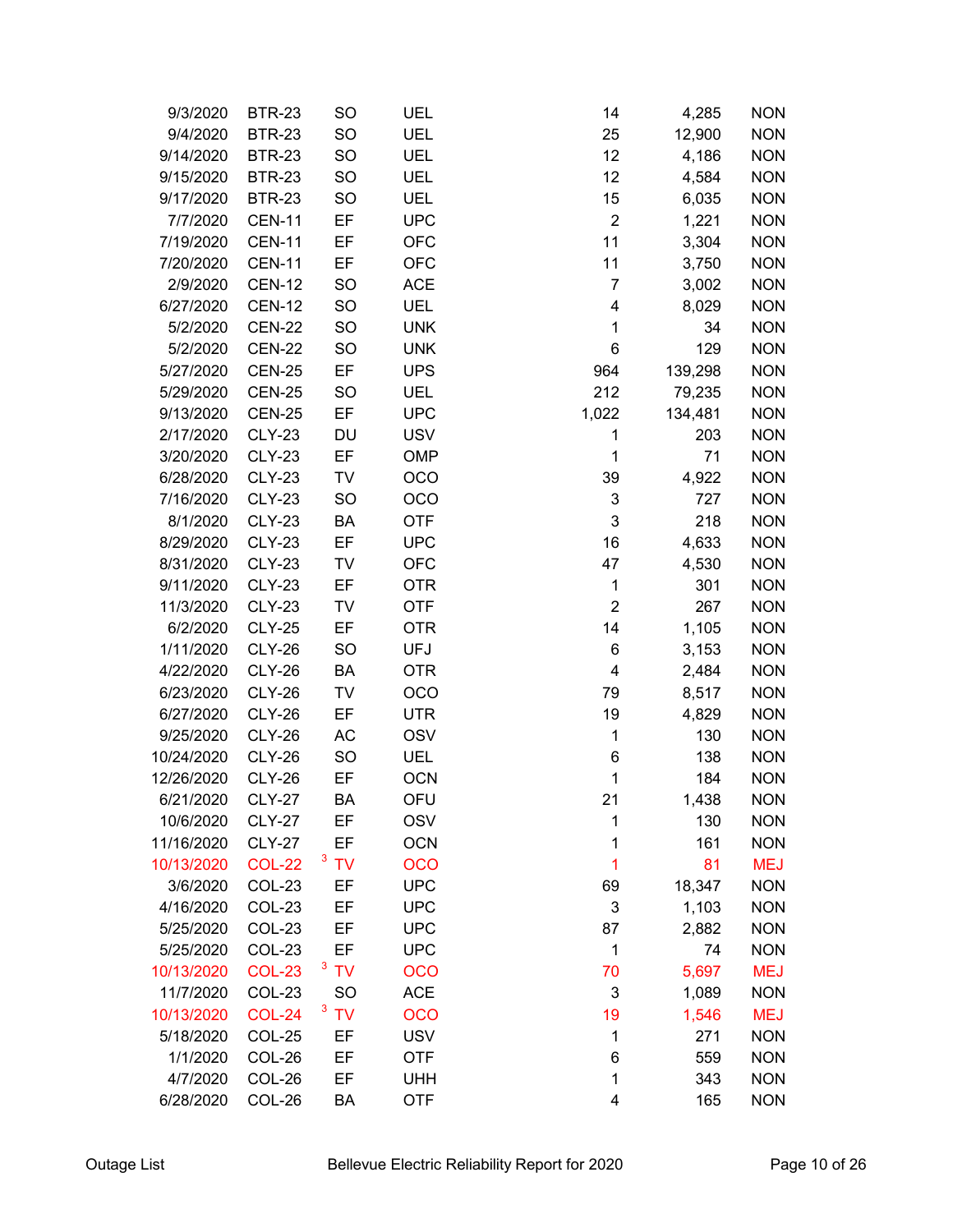| | | | | | | |
|---|---|---|---|---|---|---|
| 9/3/2020 | BTR-23 | SO | UEL | 14 | 4,285 | NON |
| 9/4/2020 | BTR-23 | SO | UEL | 25 | 12,900 | NON |
| 9/14/2020 | BTR-23 | SO | UEL | 12 | 4,186 | NON |
| 9/15/2020 | BTR-23 | SO | UEL | 12 | 4,584 | NON |
| 9/17/2020 | BTR-23 | SO | UEL | 15 | 6,035 | NON |
| 7/7/2020 | CEN-11 | EF | UPC | 2 | 1,221 | NON |
| 7/19/2020 | CEN-11 | EF | OFC | 11 | 3,304 | NON |
| 7/20/2020 | CEN-11 | EF | OFC | 11 | 3,750 | NON |
| 2/9/2020 | CEN-12 | SO | ACE | 7 | 3,002 | NON |
| 6/27/2020 | CEN-12 | SO | UEL | 4 | 8,029 | NON |
| 5/2/2020 | CEN-22 | SO | UNK | 1 | 34 | NON |
| 5/2/2020 | CEN-22 | SO | UNK | 6 | 129 | NON |
| 5/27/2020 | CEN-25 | EF | UPS | 964 | 139,298 | NON |
| 5/29/2020 | CEN-25 | SO | UEL | 212 | 79,235 | NON |
| 9/13/2020 | CEN-25 | EF | UPC | 1,022 | 134,481 | NON |
| 2/17/2020 | CLY-23 | DU | USV | 1 | 203 | NON |
| 3/20/2020 | CLY-23 | EF | OMP | 1 | 71 | NON |
| 6/28/2020 | CLY-23 | TV | OCO | 39 | 4,922 | NON |
| 7/16/2020 | CLY-23 | SO | OCO | 3 | 727 | NON |
| 8/1/2020 | CLY-23 | BA | OTF | 3 | 218 | NON |
| 8/29/2020 | CLY-23 | EF | UPC | 16 | 4,633 | NON |
| 8/31/2020 | CLY-23 | TV | OFC | 47 | 4,530 | NON |
| 9/11/2020 | CLY-23 | EF | OTR | 1 | 301 | NON |
| 11/3/2020 | CLY-23 | TV | OTF | 2 | 267 | NON |
| 6/2/2020 | CLY-25 | EF | OTR | 14 | 1,105 | NON |
| 1/11/2020 | CLY-26 | SO | UFJ | 6 | 3,153 | NON |
| 4/22/2020 | CLY-26 | BA | OTR | 4 | 2,484 | NON |
| 6/23/2020 | CLY-26 | TV | OCO | 79 | 8,517 | NON |
| 6/27/2020 | CLY-26 | EF | UTR | 19 | 4,829 | NON |
| 9/25/2020 | CLY-26 | AC | OSV | 1 | 130 | NON |
| 10/24/2020 | CLY-26 | SO | UEL | 6 | 138 | NON |
| 12/26/2020 | CLY-26 | EF | OCN | 1 | 184 | NON |
| 6/21/2020 | CLY-27 | BA | OFU | 21 | 1,438 | NON |
| 10/6/2020 | CLY-27 | EF | OSV | 1 | 130 | NON |
| 11/16/2020 | CLY-27 | EF | OCN | 1 | 161 | NON |
| 10/13/2020 | COL-22 | [3] TV | OCO | 1 | 81 | MEJ |
| 3/6/2020 | COL-23 | EF | UPC | 69 | 18,347 | NON |
| 4/16/2020 | COL-23 | EF | UPC | 3 | 1,103 | NON |
| 5/25/2020 | COL-23 | EF | UPC | 87 | 2,882 | NON |
| 5/25/2020 | COL-23 | EF | UPC | 1 | 74 | NON |
| 10/13/2020 | COL-23 | [3] TV | OCO | 70 | 5,697 | MEJ |
| 11/7/2020 | COL-23 | SO | ACE | 3 | 1,089 | NON |
| 10/13/2020 | COL-24 | [3] TV | OCO | 19 | 1,546 | MEJ |
| 5/18/2020 | COL-25 | EF | USV | 1 | 271 | NON |
| 1/1/2020 | COL-26 | EF | OTF | 6 | 559 | NON |
| 4/7/2020 | COL-26 | EF | UHH | 1 | 343 | NON |
| 6/28/2020 | COL-26 | BA | OTF | 4 | 165 | NON |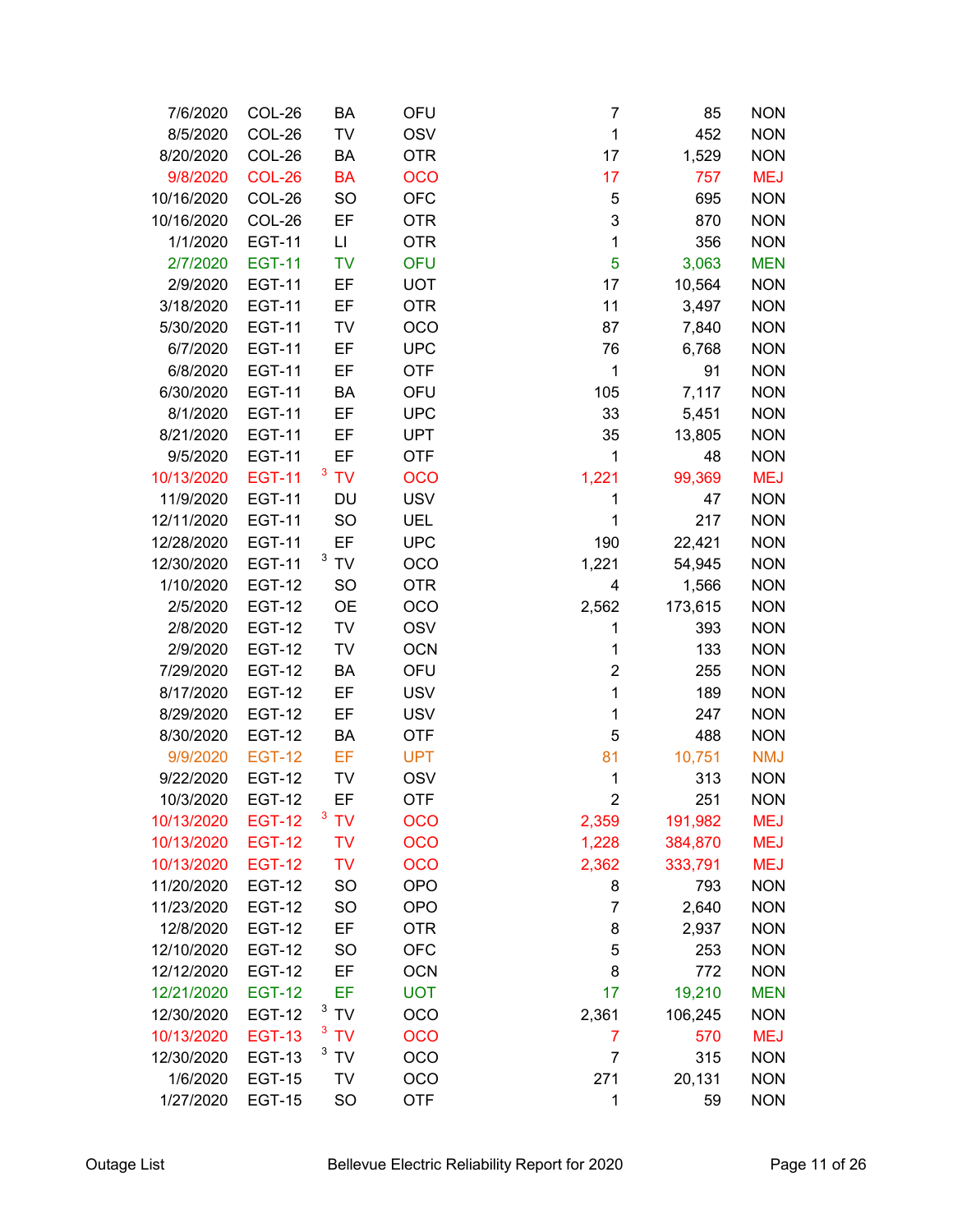| | | | | | | |
|---|---|---|---|---|---|---|
| 7/6/2020 | COL-26 | BA | OFU | 7 | 85 | NON |
| 8/5/2020 | COL-26 | TV | OSV | 1 | 452 | NON |
| 8/20/2020 | COL-26 | BA | OTR | 17 | 1,529 | NON |
| 9/8/2020 | COL-26 | BA | OCO | 17 | 757 | MEJ |
| 10/16/2020 | COL-26 | SO | OFC | 5 | 695 | NON |
| 10/16/2020 | COL-26 | EF | OTR | 3 | 870 | NON |
| 1/1/2020 | EGT-11 | LI | OTR | 1 | 356 | NON |
| 2/7/2020 | EGT-11 | TV | OFU | 5 | 3,063 | MEN |
| 2/9/2020 | EGT-11 | EF | UOT | 17 | 10,564 | NON |
| 3/18/2020 | EGT-11 | EF | OTR | 11 | 3,497 | NON |
| 5/30/2020 | EGT-11 | TV | OCO | 87 | 7,840 | NON |
| 6/7/2020 | EGT-11 | EF | UPC | 76 | 6,768 | NON |
| 6/8/2020 | EGT-11 | EF | OTF | 1 | 91 | NON |
| 6/30/2020 | EGT-11 | BA | OFU | 105 | 7,117 | NON |
| 8/1/2020 | EGT-11 | EF | UPC | 33 | 5,451 | NON |
| 8/21/2020 | EGT-11 | EF | UPT | 35 | 13,805 | NON |
| 9/5/2020 | EGT-11 | EF | OTF | 1 | 48 | NON |
| 10/13/2020 | EGT-11 | [3] TV | OCO | 1,221 | 99,369 | MEJ |
| 11/9/2020 | EGT-11 | DU | USV | 1 | 47 | NON |
| 12/11/2020 | EGT-11 | SO | UEL | 1 | 217 | NON |
| 12/28/2020 | EGT-11 | EF | UPC | 190 | 22,421 | NON |
| 12/30/2020 | EGT-11 | [3] TV | OCO | 1,221 | 54,945 | NON |
| 1/10/2020 | EGT-12 | SO | OTR | 4 | 1,566 | NON |
| 2/5/2020 | EGT-12 | OE | OCO | 2,562 | 173,615 | NON |
| 2/8/2020 | EGT-12 | TV | OSV | 1 | 393 | NON |
| 2/9/2020 | EGT-12 | TV | OCN | 1 | 133 | NON |
| 7/29/2020 | EGT-12 | BA | OFU | 2 | 255 | NON |
| 8/17/2020 | EGT-12 | EF | USV | 1 | 189 | NON |
| 8/29/2020 | EGT-12 | EF | USV | 1 | 247 | NON |
| 8/30/2020 | EGT-12 | BA | OTF | 5 | 488 | NON |
| 9/9/2020 | EGT-12 | EF | UPT | 81 | 10,751 | NMJ |
| 9/22/2020 | EGT-12 | TV | OSV | 1 | 313 | NON |
| 10/3/2020 | EGT-12 | EF | OTF | 2 | 251 | NON |
| 10/13/2020 | EGT-12 | [3] TV | OCO | 2,359 | 191,982 | MEJ |
| 10/13/2020 | EGT-12 | TV | OCO | 1,228 | 384,870 | MEJ |
| 10/13/2020 | EGT-12 | TV | OCO | 2,362 | 333,791 | MEJ |
| 11/20/2020 | EGT-12 | SO | OPO | 8 | 793 | NON |
| 11/23/2020 | EGT-12 | SO | OPO | 7 | 2,640 | NON |
| 12/8/2020 | EGT-12 | EF | OTR | 8 | 2,937 | NON |
| 12/10/2020 | EGT-12 | SO | OFC | 5 | 253 | NON |
| 12/12/2020 | EGT-12 | EF | OCN | 8 | 772 | NON |
| 12/21/2020 | EGT-12 | EF | UOT | 17 | 19,210 | MEN |
| 12/30/2020 | EGT-12 | [3] TV | OCO | 2,361 | 106,245 | NON |
| 10/13/2020 | EGT-13 | [3] TV | OCO | 7 | 570 | MEJ |
| 12/30/2020 | EGT-13 | [3] TV | OCO | 7 | 315 | NON |
| 1/6/2020 | EGT-15 | TV | OCO | 271 | 20,131 | NON |
| 1/27/2020 | EGT-15 | SO | OTF | 1 | 59 | NON |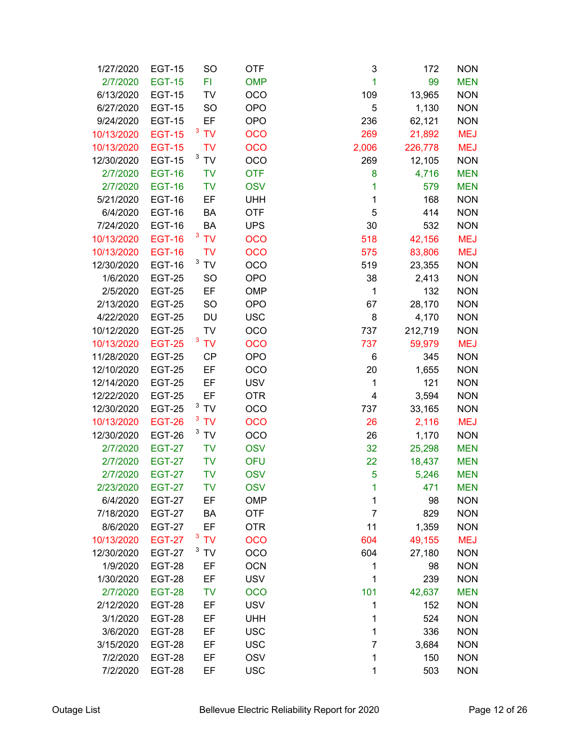| | | | | | | |
|---|---|---|---|---|---|---|
| 1/27/2020 | EGT-15 | SO | OTF | 3 | 172 | NON |
| 2/7/2020 | EGT-15 | FI | OMP | 1 | 99 | MEN |
| 6/13/2020 | EGT-15 | TV | OCO | 109 | 13,965 | NON |
| 6/27/2020 | EGT-15 | SO | OPO | 5 | 1,130 | NON |
| 9/24/2020 | EGT-15 | EF | OPO | 236 | 62,121 | NON |
| 10/13/2020 | EGT-15 | [3] TV | OCO | 269 | 21,892 | MEJ |
| 10/13/2020 | EGT-15 | TV | OCO | 2,006 | 226,778 | MEJ |
| 12/30/2020 | EGT-15 | [3] TV | OCO | 269 | 12,105 | NON |
| 2/7/2020 | EGT-16 | TV | OTF | 8 | 4,716 | MEN |
| 2/7/2020 | EGT-16 | TV | OSV | 1 | 579 | MEN |
| 5/21/2020 | EGT-16 | EF | UHH | 1 | 168 | NON |
| 6/4/2020 | EGT-16 | BA | OTF | 5 | 414 | NON |
| 7/24/2020 | EGT-16 | BA | UPS | 30 | 532 | NON |
| 10/13/2020 | EGT-16 | [3] TV | OCO | 518 | 42,156 | MEJ |
| 10/13/2020 | EGT-16 | TV | OCO | 575 | 83,806 | MEJ |
| 12/30/2020 | EGT-16 | [3] TV | OCO | 519 | 23,355 | NON |
| 1/6/2020 | EGT-25 | SO | OPO | 38 | 2,413 | NON |
| 2/5/2020 | EGT-25 | EF | OMP | 1 | 132 | NON |
| 2/13/2020 | EGT-25 | SO | OPO | 67 | 28,170 | NON |
| 4/22/2020 | EGT-25 | DU | USC | 8 | 4,170 | NON |
| 10/12/2020 | EGT-25 | TV | OCO | 737 | 212,719 | NON |
| 10/13/2020 | EGT-25 | [3] TV | OCO | 737 | 59,979 | MEJ |
| 11/28/2020 | EGT-25 | CP | OPO | 6 | 345 | NON |
| 12/10/2020 | EGT-25 | EF | OCO | 20 | 1,655 | NON |
| 12/14/2020 | EGT-25 | EF | USV | 1 | 121 | NON |
| 12/22/2020 | EGT-25 | EF | OTR | 4 | 3,594 | NON |
| 12/30/2020 | EGT-25 | [3] TV | OCO | 737 | 33,165 | NON |
| 10/13/2020 | EGT-26 | [3] TV | OCO | 26 | 2,116 | MEJ |
| 12/30/2020 | EGT-26 | [3] TV | OCO | 26 | 1,170 | NON |
| 2/7/2020 | EGT-27 | TV | OSV | 32 | 25,298 | MEN |
| 2/7/2020 | EGT-27 | TV | OFU | 22 | 18,437 | MEN |
| 2/7/2020 | EGT-27 | TV | OSV | 5 | 5,246 | MEN |
| 2/23/2020 | EGT-27 | TV | OSV | 1 | 471 | MEN |
| 6/4/2020 | EGT-27 | EF | OMP | 1 | 98 | NON |
| 7/18/2020 | EGT-27 | BA | OTF | 7 | 829 | NON |
| 8/6/2020 | EGT-27 | EF | OTR | 11 | 1,359 | NON |
| 10/13/2020 | EGT-27 | [3] TV | OCO | 604 | 49,155 | MEJ |
| 12/30/2020 | EGT-27 | [3] TV | OCO | 604 | 27,180 | NON |
| 1/9/2020 | EGT-28 | EF | OCN | 1 | 98 | NON |
| 1/30/2020 | EGT-28 | EF | USV | 1 | 239 | NON |
| 2/7/2020 | EGT-28 | TV | OCO | 101 | 42,637 | MEN |
| 2/12/2020 | EGT-28 | EF | USV | 1 | 152 | NON |
| 3/1/2020 | EGT-28 | EF | UHH | 1 | 524 | NON |
| 3/6/2020 | EGT-28 | EF | USC | 1 | 336 | NON |
| 3/15/2020 | EGT-28 | EF | USC | 7 | 3,684 | NON |
| 7/2/2020 | EGT-28 | EF | OSV | 1 | 150 | NON |
| 7/2/2020 | EGT-28 | EF | USC | 1 | 503 | NON |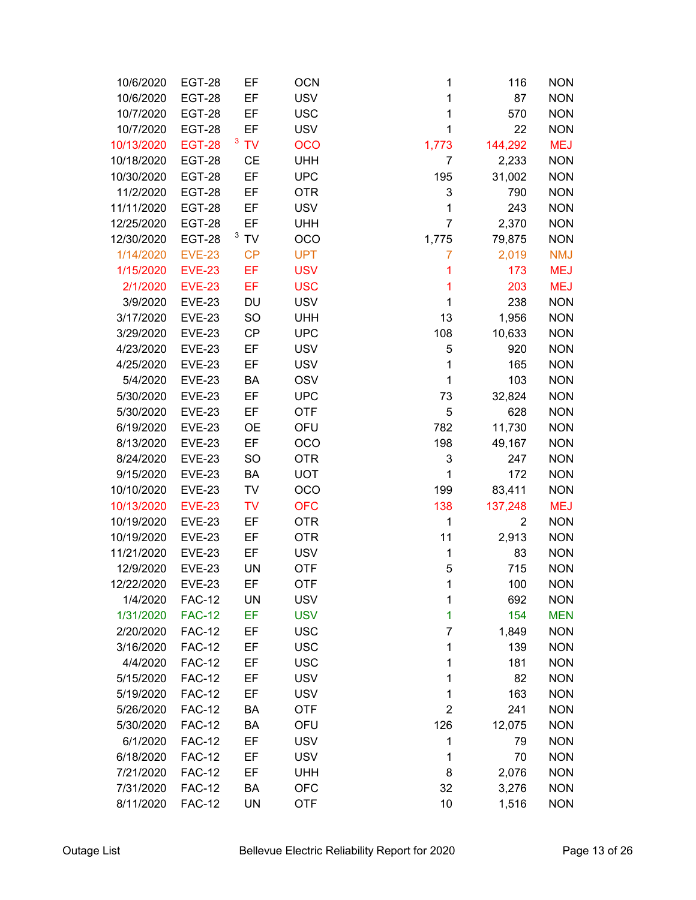| | | | | | | |
|---|---|---|---|---|---|---|
| 10/6/2020 | EGT-28 | EF | OCN | 1 | 116 | NON |
| 10/6/2020 | EGT-28 | EF | USV | 1 | 87 | NON |
| 10/7/2020 | EGT-28 | EF | USC | 1 | 570 | NON |
| 10/7/2020 | EGT-28 | EF | USV | 1 | 22 | NON |
| 10/13/2020 | EGT-28 | [3] TV | OCO | 1,773 | 144,292 | MEJ |
| 10/18/2020 | EGT-28 | CE | UHH | 7 | 2,233 | NON |
| 10/30/2020 | EGT-28 | EF | UPC | 195 | 31,002 | NON |
| 11/2/2020 | EGT-28 | EF | OTR | 3 | 790 | NON |
| 11/11/2020 | EGT-28 | EF | USV | 1 | 243 | NON |
| 12/25/2020 | EGT-28 | EF | UHH | 7 | 2,370 | NON |
| 12/30/2020 | EGT-28 | [3] TV | OCO | 1,775 | 79,875 | NON |
| 1/14/2020 | EVE-23 | CP | UPT | 7 | 2,019 | NMJ |
| 1/15/2020 | EVE-23 | EF | USV | 1 | 173 | MEJ |
| 2/1/2020 | EVE-23 | EF | USC | 1 | 203 | MEJ |
| 3/9/2020 | EVE-23 | DU | USV | 1 | 238 | NON |
| 3/17/2020 | EVE-23 | SO | UHH | 13 | 1,956 | NON |
| 3/29/2020 | EVE-23 | CP | UPC | 108 | 10,633 | NON |
| 4/23/2020 | EVE-23 | EF | USV | 5 | 920 | NON |
| 4/25/2020 | EVE-23 | EF | USV | 1 | 165 | NON |
| 5/4/2020 | EVE-23 | BA | OSV | 1 | 103 | NON |
| 5/30/2020 | EVE-23 | EF | UPC | 73 | 32,824 | NON |
| 5/30/2020 | EVE-23 | EF | OTF | 5 | 628 | NON |
| 6/19/2020 | EVE-23 | OE | OFU | 782 | 11,730 | NON |
| 8/13/2020 | EVE-23 | EF | OCO | 198 | 49,167 | NON |
| 8/24/2020 | EVE-23 | SO | OTR | 3 | 247 | NON |
| 9/15/2020 | EVE-23 | BA | UOT | 1 | 172 | NON |
| 10/10/2020 | EVE-23 | TV | OCO | 199 | 83,411 | NON |
| 10/13/2020 | EVE-23 | TV | OFC | 138 | 137,248 | MEJ |
| 10/19/2020 | EVE-23 | EF | OTR | 1 | 2 | NON |
| 10/19/2020 | EVE-23 | EF | OTR | 11 | 2,913 | NON |
| 11/21/2020 | EVE-23 | EF | USV | 1 | 83 | NON |
| 12/9/2020 | EVE-23 | UN | OTF | 5 | 715 | NON |
| 12/22/2020 | EVE-23 | EF | OTF | 1 | 100 | NON |
| 1/4/2020 | FAC-12 | UN | USV | 1 | 692 | NON |
| 1/31/2020 | FAC-12 | EF | USV | 1 | 154 | MEN |
| 2/20/2020 | FAC-12 | EF | USC | 7 | 1,849 | NON |
| 3/16/2020 | FAC-12 | EF | USC | 1 | 139 | NON |
| 4/4/2020 | FAC-12 | EF | USC | 1 | 181 | NON |
| 5/15/2020 | FAC-12 | EF | USV | 1 | 82 | NON |
| 5/19/2020 | FAC-12 | EF | USV | 1 | 163 | NON |
| 5/26/2020 | FAC-12 | BA | OTF | 2 | 241 | NON |
| 5/30/2020 | FAC-12 | BA | OFU | 126 | 12,075 | NON |
| 6/1/2020 | FAC-12 | EF | USV | 1 | 79 | NON |
| 6/18/2020 | FAC-12 | EF | USV | 1 | 70 | NON |
| 7/21/2020 | FAC-12 | EF | UHH | 8 | 2,076 | NON |
| 7/31/2020 | FAC-12 | BA | OFC | 32 | 3,276 | NON |
| 8/11/2020 | FAC-12 | UN | OTF | 10 | 1,516 | NON |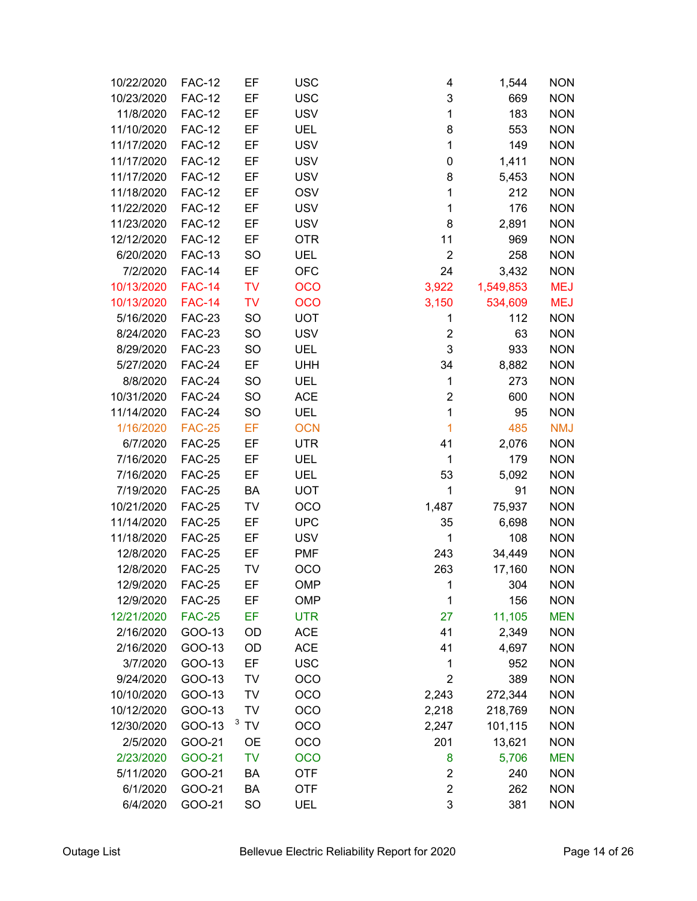| | | | | | | |
|---|---|---|---|---|---|---|
| 10/22/2020 | FAC-12 | EF | USC | 4 | 1,544 | NON |
| 10/23/2020 | FAC-12 | EF | USC | 3 | 669 | NON |
| 11/8/2020 | FAC-12 | EF | USV | 1 | 183 | NON |
| 11/10/2020 | FAC-12 | EF | UEL | 8 | 553 | NON |
| 11/17/2020 | FAC-12 | EF | USV | 1 | 149 | NON |
| 11/17/2020 | FAC-12 | EF | USV | 0 | 1,411 | NON |
| 11/17/2020 | FAC-12 | EF | USV | 8 | 5,453 | NON |
| 11/18/2020 | FAC-12 | EF | OSV | 1 | 212 | NON |
| 11/22/2020 | FAC-12 | EF | USV | 1 | 176 | NON |
| 11/23/2020 | FAC-12 | EF | USV | 8 | 2,891 | NON |
| 12/12/2020 | FAC-12 | EF | OTR | 11 | 969 | NON |
| 6/20/2020 | FAC-13 | SO | UEL | 2 | 258 | NON |
| 7/2/2020 | FAC-14 | EF | OFC | 24 | 3,432 | NON |
| 10/13/2020 | FAC-14 | TV | OCO | 3,922 | 1,549,853 | MEJ |
| 10/13/2020 | FAC-14 | TV | OCO | 3,150 | 534,609 | MEJ |
| 5/16/2020 | FAC-23 | SO | UOT | 1 | 112 | NON |
| 8/24/2020 | FAC-23 | SO | USV | 2 | 63 | NON |
| 8/29/2020 | FAC-23 | SO | UEL | 3 | 933 | NON |
| 5/27/2020 | FAC-24 | EF | UHH | 34 | 8,882 | NON |
| 8/8/2020 | FAC-24 | SO | UEL | 1 | 273 | NON |
| 10/31/2020 | FAC-24 | SO | ACE | 2 | 600 | NON |
| 11/14/2020 | FAC-24 | SO | UEL | 1 | 95 | NON |
| 1/16/2020 | FAC-25 | EF | OCN | 1 | 485 | NMJ |
| 6/7/2020 | FAC-25 | EF | UTR | 41 | 2,076 | NON |
| 7/16/2020 | FAC-25 | EF | UEL | 1 | 179 | NON |
| 7/16/2020 | FAC-25 | EF | UEL | 53 | 5,092 | NON |
| 7/19/2020 | FAC-25 | BA | UOT | 1 | 91 | NON |
| 10/21/2020 | FAC-25 | TV | OCO | 1,487 | 75,937 | NON |
| 11/14/2020 | FAC-25 | EF | UPC | 35 | 6,698 | NON |
| 11/18/2020 | FAC-25 | EF | USV | 1 | 108 | NON |
| 12/8/2020 | FAC-25 | EF | PMF | 243 | 34,449 | NON |
| 12/8/2020 | FAC-25 | TV | OCO | 263 | 17,160 | NON |
| 12/9/2020 | FAC-25 | EF | OMP | 1 | 304 | NON |
| 12/9/2020 | FAC-25 | EF | OMP | 1 | 156 | NON |
| 12/21/2020 | FAC-25 | EF | UTR | 27 | 11,105 | MEN |
| 2/16/2020 | GOO-13 | OD | ACE | 41 | 2,349 | NON |
| 2/16/2020 | GOO-13 | OD | ACE | 41 | 4,697 | NON |
| 3/7/2020 | GOO-13 | EF | USC | 1 | 952 | NON |
| 9/24/2020 | GOO-13 | TV | OCO | 2 | 389 | NON |
| 10/10/2020 | GOO-13 | TV | OCO | 2,243 | 272,344 | NON |
| 10/12/2020 | GOO-13 | TV | OCO | 2,218 | 218,769 | NON |
| 12/30/2020 | GOO-13 | [3] TV | OCO | 2,247 | 101,115 | NON |
| 2/5/2020 | GOO-21 | OE | OCO | 201 | 13,621 | NON |
| 2/23/2020 | GOO-21 | TV | OCO | 8 | 5,706 | MEN |
| 5/11/2020 | GOO-21 | BA | OTF | 2 | 240 | NON |
| 6/1/2020 | GOO-21 | BA | OTF | 2 | 262 | NON |
| 6/4/2020 | GOO-21 | SO | UEL | 3 | 381 | NON |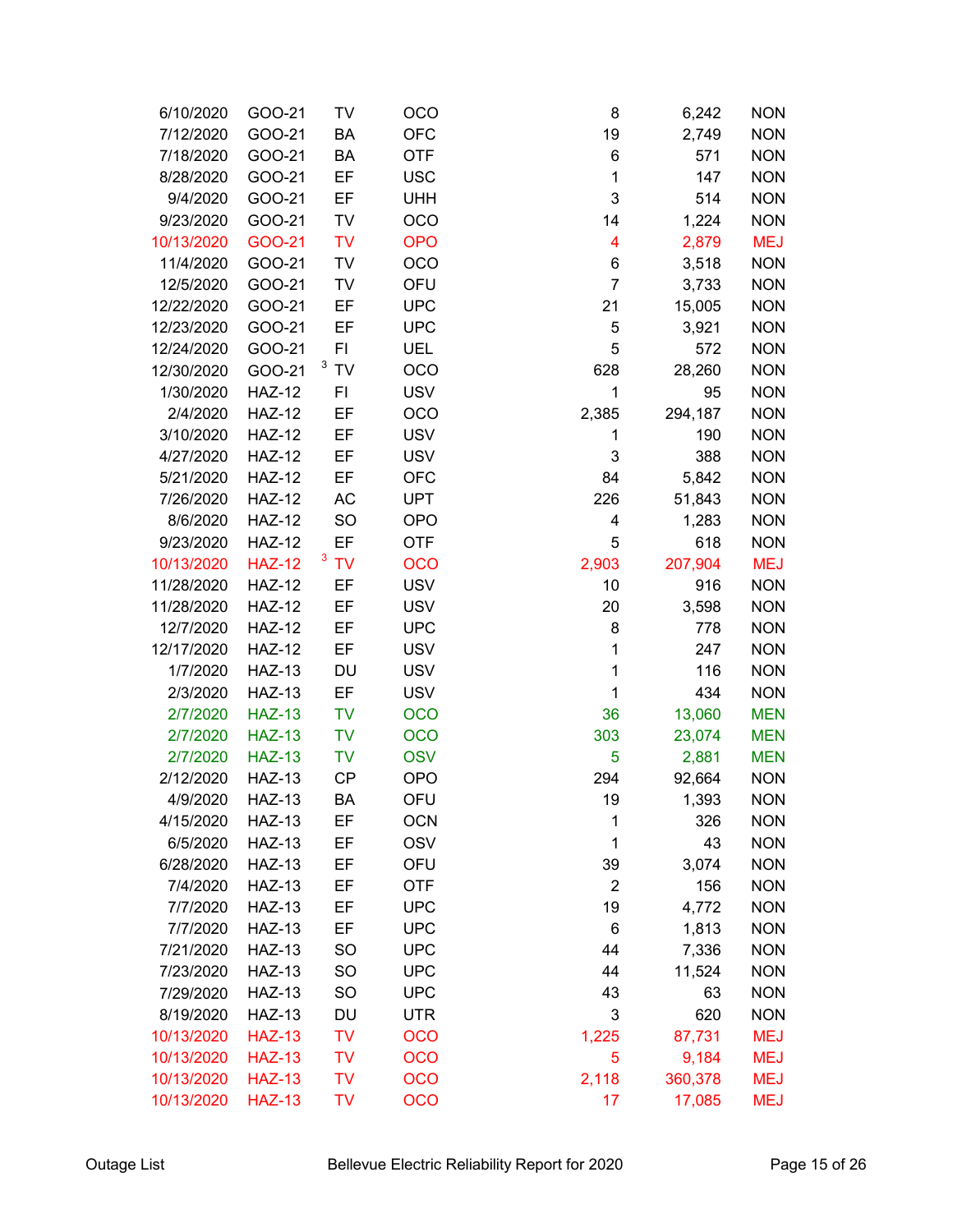| | | | | | | |
|---|---|---|---|---|---|---|
| 6/10/2020 | GOO-21 | TV | OCO | 8 | 6,242 | NON |
| 7/12/2020 | GOO-21 | BA | OFC | 19 | 2,749 | NON |
| 7/18/2020 | GOO-21 | BA | OTF | 6 | 571 | NON |
| 8/28/2020 | GOO-21 | EF | USC | 1 | 147 | NON |
| 9/4/2020 | GOO-21 | EF | UHH | 3 | 514 | NON |
| 9/23/2020 | GOO-21 | TV | OCO | 14 | 1,224 | NON |
| 10/13/2020 | GOO-21 | TV | OPO | 4 | 2,879 | MEJ |
| 11/4/2020 | GOO-21 | TV | OCO | 6 | 3,518 | NON |
| 12/5/2020 | GOO-21 | TV | OFU | 7 | 3,733 | NON |
| 12/22/2020 | GOO-21 | EF | UPC | 21 | 15,005 | NON |
| 12/23/2020 | GOO-21 | EF | UPC | 5 | 3,921 | NON |
| 12/24/2020 | GOO-21 | FI | UEL | 5 | 572 | NON |
| 12/30/2020 | GOO-21 | [3] TV | OCO | 628 | 28,260 | NON |
| 1/30/2020 | HAZ-12 | FI | USV | 1 | 95 | NON |
| 2/4/2020 | HAZ-12 | EF | OCO | 2,385 | 294,187 | NON |
| 3/10/2020 | HAZ-12 | EF | USV | 1 | 190 | NON |
| 4/27/2020 | HAZ-12 | EF | USV | 3 | 388 | NON |
| 5/21/2020 | HAZ-12 | EF | OFC | 84 | 5,842 | NON |
| 7/26/2020 | HAZ-12 | AC | UPT | 226 | 51,843 | NON |
| 8/6/2020 | HAZ-12 | SO | OPO | 4 | 1,283 | NON |
| 9/23/2020 | HAZ-12 | EF | OTF | 5 | 618 | NON |
| 10/13/2020 | HAZ-12 | [3] TV | OCO | 2,903 | 207,904 | MEJ |
| 11/28/2020 | HAZ-12 | EF | USV | 10 | 916 | NON |
| 11/28/2020 | HAZ-12 | EF | USV | 20 | 3,598 | NON |
| 12/7/2020 | HAZ-12 | EF | UPC | 8 | 778 | NON |
| 12/17/2020 | HAZ-12 | EF | USV | 1 | 247 | NON |
| 1/7/2020 | HAZ-13 | DU | USV | 1 | 116 | NON |
| 2/3/2020 | HAZ-13 | EF | USV | 1 | 434 | NON |
| 2/7/2020 | HAZ-13 | TV | OCO | 36 | 13,060 | MEN |
| 2/7/2020 | HAZ-13 | TV | OCO | 303 | 23,074 | MEN |
| 2/7/2020 | HAZ-13 | TV | OSV | 5 | 2,881 | MEN |
| 2/12/2020 | HAZ-13 | CP | OPO | 294 | 92,664 | NON |
| 4/9/2020 | HAZ-13 | BA | OFU | 19 | 1,393 | NON |
| 4/15/2020 | HAZ-13 | EF | OCN | 1 | 326 | NON |
| 6/5/2020 | HAZ-13 | EF | OSV | 1 | 43 | NON |
| 6/28/2020 | HAZ-13 | EF | OFU | 39 | 3,074 | NON |
| 7/4/2020 | HAZ-13 | EF | OTF | 2 | 156 | NON |
| 7/7/2020 | HAZ-13 | EF | UPC | 19 | 4,772 | NON |
| 7/7/2020 | HAZ-13 | EF | UPC | 6 | 1,813 | NON |
| 7/21/2020 | HAZ-13 | SO | UPC | 44 | 7,336 | NON |
| 7/23/2020 | HAZ-13 | SO | UPC | 44 | 11,524 | NON |
| 7/29/2020 | HAZ-13 | SO | UPC | 43 | 63 | NON |
| 8/19/2020 | HAZ-13 | DU | UTR | 3 | 620 | NON |
| 10/13/2020 | HAZ-13 | TV | OCO | 1,225 | 87,731 | MEJ |
| 10/13/2020 | HAZ-13 | TV | OCO | 5 | 9,184 | MEJ |
| 10/13/2020 | HAZ-13 | TV | OCO | 2,118 | 360,378 | MEJ |
| 10/13/2020 | HAZ-13 | TV | OCO | 17 | 17,085 | MEJ |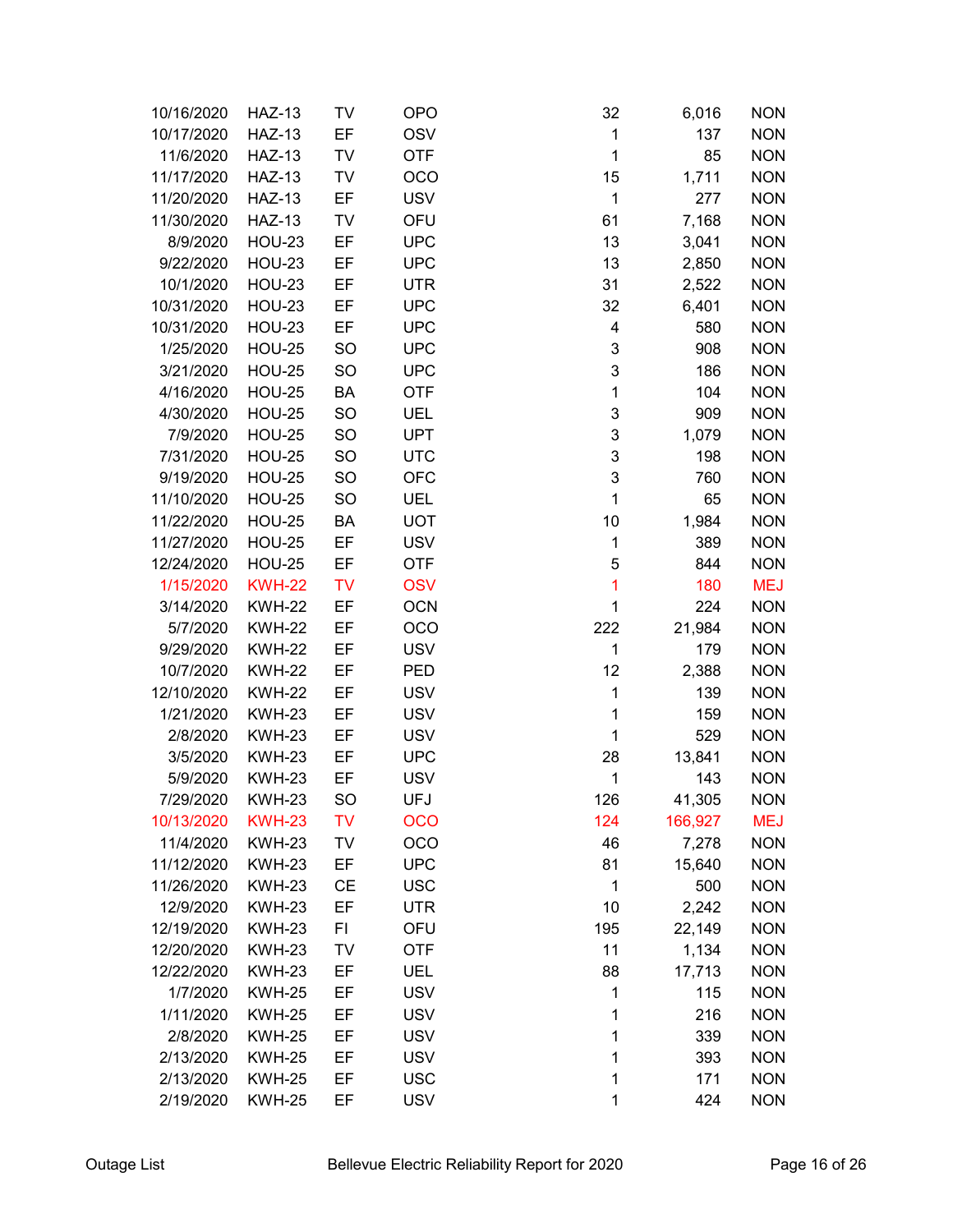| | | | | | | |
|---|---|---|---|---|---|---|
| 10/16/2020 | HAZ-13 | TV | OPO | 32 | 6,016 | NON |
| 10/17/2020 | HAZ-13 | EF | OSV | 1 | 137 | NON |
| 11/6/2020 | HAZ-13 | TV | OTF | 1 | 85 | NON |
| 11/17/2020 | HAZ-13 | TV | OCO | 15 | 1,711 | NON |
| 11/20/2020 | HAZ-13 | EF | USV | 1 | 277 | NON |
| 11/30/2020 | HAZ-13 | TV | OFU | 61 | 7,168 | NON |
| 8/9/2020 | HOU-23 | EF | UPC | 13 | 3,041 | NON |
| 9/22/2020 | HOU-23 | EF | UPC | 13 | 2,850 | NON |
| 10/1/2020 | HOU-23 | EF | UTR | 31 | 2,522 | NON |
| 10/31/2020 | HOU-23 | EF | UPC | 32 | 6,401 | NON |
| 10/31/2020 | HOU-23 | EF | UPC | 4 | 580 | NON |
| 1/25/2020 | HOU-25 | SO | UPC | 3 | 908 | NON |
| 3/21/2020 | HOU-25 | SO | UPC | 3 | 186 | NON |
| 4/16/2020 | HOU-25 | BA | OTF | 1 | 104 | NON |
| 4/30/2020 | HOU-25 | SO | UEL | 3 | 909 | NON |
| 7/9/2020 | HOU-25 | SO | UPT | 3 | 1,079 | NON |
| 7/31/2020 | HOU-25 | SO | UTC | 3 | 198 | NON |
| 9/19/2020 | HOU-25 | SO | OFC | 3 | 760 | NON |
| 11/10/2020 | HOU-25 | SO | UEL | 1 | 65 | NON |
| 11/22/2020 | HOU-25 | BA | UOT | 10 | 1,984 | NON |
| 11/27/2020 | HOU-25 | EF | USV | 1 | 389 | NON |
| 12/24/2020 | HOU-25 | EF | OTF | 5 | 844 | NON |
| 1/15/2020 | KWH-22 | TV | OSV | 1 | 180 | MEJ |
| 3/14/2020 | KWH-22 | EF | OCN | 1 | 224 | NON |
| 5/7/2020 | KWH-22 | EF | OCO | 222 | 21,984 | NON |
| 9/29/2020 | KWH-22 | EF | USV | 1 | 179 | NON |
| 10/7/2020 | KWH-22 | EF | PED | 12 | 2,388 | NON |
| 12/10/2020 | KWH-22 | EF | USV | 1 | 139 | NON |
| 1/21/2020 | KWH-23 | EF | USV | 1 | 159 | NON |
| 2/8/2020 | KWH-23 | EF | USV | 1 | 529 | NON |
| 3/5/2020 | KWH-23 | EF | UPC | 28 | 13,841 | NON |
| 5/9/2020 | KWH-23 | EF | USV | 1 | 143 | NON |
| 7/29/2020 | KWH-23 | SO | UFJ | 126 | 41,305 | NON |
| 10/13/2020 | KWH-23 | TV | OCO | 124 | 166,927 | MEJ |
| 11/4/2020 | KWH-23 | TV | OCO | 46 | 7,278 | NON |
| 11/12/2020 | KWH-23 | EF | UPC | 81 | 15,640 | NON |
| 11/26/2020 | KWH-23 | CE | USC | 1 | 500 | NON |
| 12/9/2020 | KWH-23 | EF | UTR | 10 | 2,242 | NON |
| 12/19/2020 | KWH-23 | FI | OFU | 195 | 22,149 | NON |
| 12/20/2020 | KWH-23 | TV | OTF | 11 | 1,134 | NON |
| 12/22/2020 | KWH-23 | EF | UEL | 88 | 17,713 | NON |
| 1/7/2020 | KWH-25 | EF | USV | 1 | 115 | NON |
| 1/11/2020 | KWH-25 | EF | USV | 1 | 216 | NON |
| 2/8/2020 | KWH-25 | EF | USV | 1 | 339 | NON |
| 2/13/2020 | KWH-25 | EF | USV | 1 | 393 | NON |
| 2/13/2020 | KWH-25 | EF | USC | 1 | 171 | NON |
| 2/19/2020 | KWH-25 | EF | USV | 1 | 424 | NON |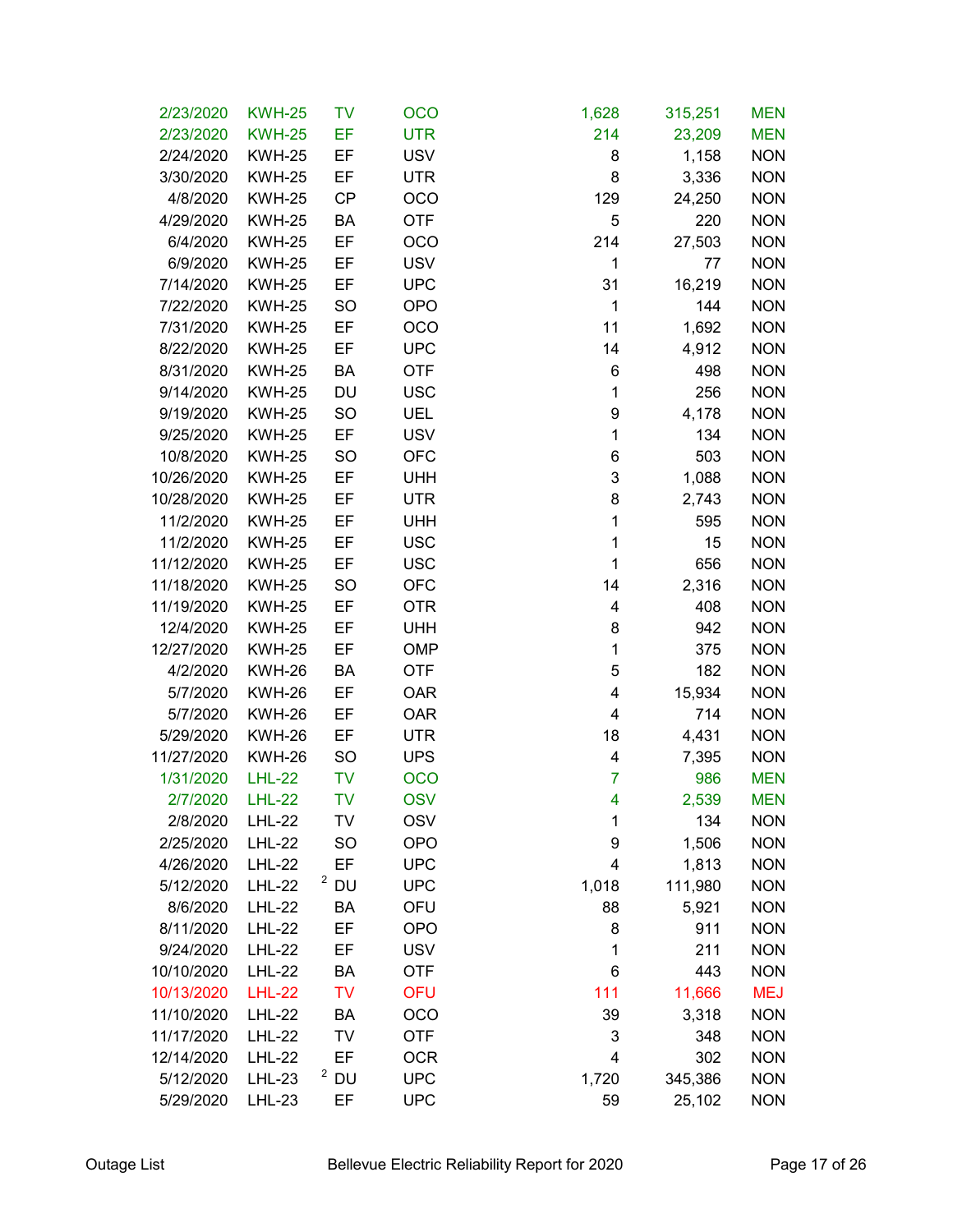| | | | | | | |
|---|---|---|---|---|---|---|
| 2/23/2020 | KWH-25 | TV | OCO | 1,628 | 315,251 | MEN |
| 2/23/2020 | KWH-25 | EF | UTR | 214 | 23,209 | MEN |
| 2/24/2020 | KWH-25 | EF | USV | 8 | 1,158 | NON |
| 3/30/2020 | KWH-25 | EF | UTR | 8 | 3,336 | NON |
| 4/8/2020 | KWH-25 | CP | OCO | 129 | 24,250 | NON |
| 4/29/2020 | KWH-25 | BA | OTF | 5 | 220 | NON |
| 6/4/2020 | KWH-25 | EF | OCO | 214 | 27,503 | NON |
| 6/9/2020 | KWH-25 | EF | USV | 1 | 77 | NON |
| 7/14/2020 | KWH-25 | EF | UPC | 31 | 16,219 | NON |
| 7/22/2020 | KWH-25 | SO | OPO | 1 | 144 | NON |
| 7/31/2020 | KWH-25 | EF | OCO | 11 | 1,692 | NON |
| 8/22/2020 | KWH-25 | EF | UPC | 14 | 4,912 | NON |
| 8/31/2020 | KWH-25 | BA | OTF | 6 | 498 | NON |
| 9/14/2020 | KWH-25 | DU | USC | 1 | 256 | NON |
| 9/19/2020 | KWH-25 | SO | UEL | 9 | 4,178 | NON |
| 9/25/2020 | KWH-25 | EF | USV | 1 | 134 | NON |
| 10/8/2020 | KWH-25 | SO | OFC | 6 | 503 | NON |
| 10/26/2020 | KWH-25 | EF | UHH | 3 | 1,088 | NON |
| 10/28/2020 | KWH-25 | EF | UTR | 8 | 2,743 | NON |
| 11/2/2020 | KWH-25 | EF | UHH | 1 | 595 | NON |
| 11/2/2020 | KWH-25 | EF | USC | 1 | 15 | NON |
| 11/12/2020 | KWH-25 | EF | USC | 1 | 656 | NON |
| 11/18/2020 | KWH-25 | SO | OFC | 14 | 2,316 | NON |
| 11/19/2020 | KWH-25 | EF | OTR | 4 | 408 | NON |
| 12/4/2020 | KWH-25 | EF | UHH | 8 | 942 | NON |
| 12/27/2020 | KWH-25 | EF | OMP | 1 | 375 | NON |
| 4/2/2020 | KWH-26 | BA | OTF | 5 | 182 | NON |
| 5/7/2020 | KWH-26 | EF | OAR | 4 | 15,934 | NON |
| 5/7/2020 | KWH-26 | EF | OAR | 4 | 714 | NON |
| 5/29/2020 | KWH-26 | EF | UTR | 18 | 4,431 | NON |
| 11/27/2020 | KWH-26 | SO | UPS | 4 | 7,395 | NON |
| 1/31/2020 | LHL-22 | TV | OCO | 7 | 986 | MEN |
| 2/7/2020 | LHL-22 | TV | OSV | 4 | 2,539 | MEN |
| 2/8/2020 | LHL-22 | TV | OSV | 1 | 134 | NON |
| 2/25/2020 | LHL-22 | SO | OPO | 9 | 1,506 | NON |
| 4/26/2020 | LHL-22 | EF | UPC | 4 | 1,813 | NON |
| 5/12/2020 | LHL-22 | [2] DU | UPC | 1,018 | 111,980 | NON |
| 8/6/2020 | LHL-22 | BA | OFU | 88 | 5,921 | NON |
| 8/11/2020 | LHL-22 | EF | OPO | 8 | 911 | NON |
| 9/24/2020 | LHL-22 | EF | USV | 1 | 211 | NON |
| 10/10/2020 | LHL-22 | BA | OTF | 6 | 443 | NON |
| 10/13/2020 | LHL-22 | TV | OFU | 111 | 11,666 | MEJ |
| 11/10/2020 | LHL-22 | BA | OCO | 39 | 3,318 | NON |
| 11/17/2020 | LHL-22 | TV | OTF | 3 | 348 | NON |
| 12/14/2020 | LHL-22 | EF | OCR | 4 | 302 | NON |
| 5/12/2020 | LHL-23 | [2] DU | UPC | 1,720 | 345,386 | NON |
| 5/29/2020 | LHL-23 | EF | UPC | 59 | 25,102 | NON |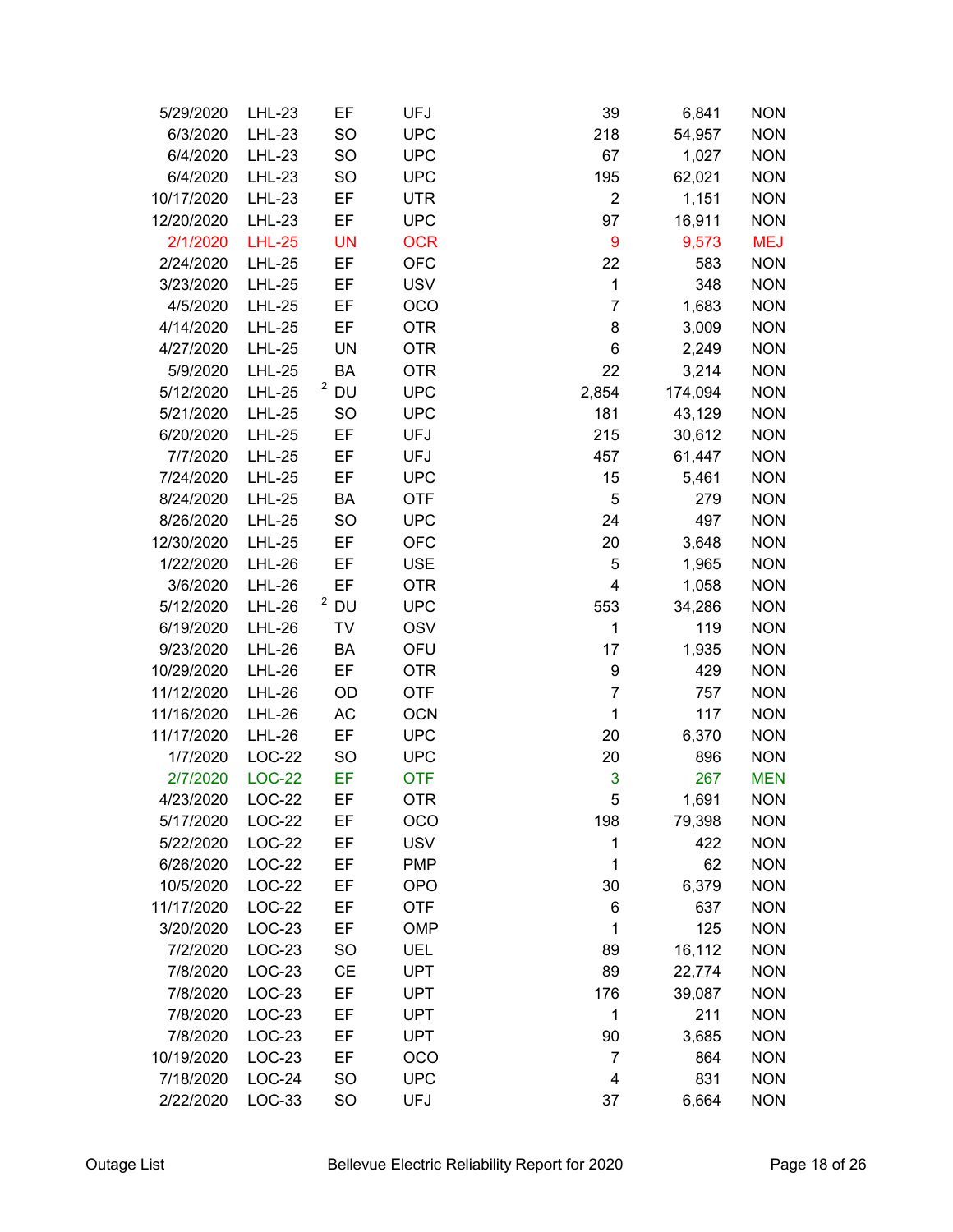| | | | | | | |
|---|---|---|---|---|---|---|
| 5/29/2020 | LHL-23 | EF | UFJ | 39 | 6,841 | NON |
| 6/3/2020 | LHL-23 | SO | UPC | 218 | 54,957 | NON |
| 6/4/2020 | LHL-23 | SO | UPC | 67 | 1,027 | NON |
| 6/4/2020 | LHL-23 | SO | UPC | 195 | 62,021 | NON |
| 10/17/2020 | LHL-23 | EF | UTR | 2 | 1,151 | NON |
| 12/20/2020 | LHL-23 | EF | UPC | 97 | 16,911 | NON |
| 2/1/2020 | LHL-25 | UN | OCR | 9 | 9,573 | MEJ |
| 2/24/2020 | LHL-25 | EF | OFC | 22 | 583 | NON |
| 3/23/2020 | LHL-25 | EF | USV | 1 | 348 | NON |
| 4/5/2020 | LHL-25 | EF | OCO | 7 | 1,683 | NON |
| 4/14/2020 | LHL-25 | EF | OTR | 8 | 3,009 | NON |
| 4/27/2020 | LHL-25 | UN | OTR | 6 | 2,249 | NON |
| 5/9/2020 | LHL-25 | BA | OTR | 22 | 3,214 | NON |
| 5/12/2020 | LHL-25 | [2] DU | UPC | 2,854 | 174,094 | NON |
| 5/21/2020 | LHL-25 | SO | UPC | 181 | 43,129 | NON |
| 6/20/2020 | LHL-25 | EF | UFJ | 215 | 30,612 | NON |
| 7/7/2020 | LHL-25 | EF | UFJ | 457 | 61,447 | NON |
| 7/24/2020 | LHL-25 | EF | UPC | 15 | 5,461 | NON |
| 8/24/2020 | LHL-25 | BA | OTF | 5 | 279 | NON |
| 8/26/2020 | LHL-25 | SO | UPC | 24 | 497 | NON |
| 12/30/2020 | LHL-25 | EF | OFC | 20 | 3,648 | NON |
| 1/22/2020 | LHL-26 | EF | USE | 5 | 1,965 | NON |
| 3/6/2020 | LHL-26 | EF | OTR | 4 | 1,058 | NON |
| 5/12/2020 | LHL-26 | [2] DU | UPC | 553 | 34,286 | NON |
| 6/19/2020 | LHL-26 | TV | OSV | 1 | 119 | NON |
| 9/23/2020 | LHL-26 | BA | OFU | 17 | 1,935 | NON |
| 10/29/2020 | LHL-26 | EF | OTR | 9 | 429 | NON |
| 11/12/2020 | LHL-26 | OD | OTF | 7 | 757 | NON |
| 11/16/2020 | LHL-26 | AC | OCN | 1 | 117 | NON |
| 11/17/2020 | LHL-26 | EF | UPC | 20 | 6,370 | NON |
| 1/7/2020 | LOC-22 | SO | UPC | 20 | 896 | NON |
| 2/7/2020 | LOC-22 | EF | OTF | 3 | 267 | MEN |
| 4/23/2020 | LOC-22 | EF | OTR | 5 | 1,691 | NON |
| 5/17/2020 | LOC-22 | EF | OCO | 198 | 79,398 | NON |
| 5/22/2020 | LOC-22 | EF | USV | 1 | 422 | NON |
| 6/26/2020 | LOC-22 | EF | PMP | 1 | 62 | NON |
| 10/5/2020 | LOC-22 | EF | OPO | 30 | 6,379 | NON |
| 11/17/2020 | LOC-22 | EF | OTF | 6 | 637 | NON |
| 3/20/2020 | LOC-23 | EF | OMP | 1 | 125 | NON |
| 7/2/2020 | LOC-23 | SO | UEL | 89 | 16,112 | NON |
| 7/8/2020 | LOC-23 | CE | UPT | 89 | 22,774 | NON |
| 7/8/2020 | LOC-23 | EF | UPT | 176 | 39,087 | NON |
| 7/8/2020 | LOC-23 | EF | UPT | 1 | 211 | NON |
| 7/8/2020 | LOC-23 | EF | UPT | 90 | 3,685 | NON |
| 10/19/2020 | LOC-23 | EF | OCO | 7 | 864 | NON |
| 7/18/2020 | LOC-24 | SO | UPC | 4 | 831 | NON |
| 2/22/2020 | LOC-33 | SO | UFJ | 37 | 6,664 | NON |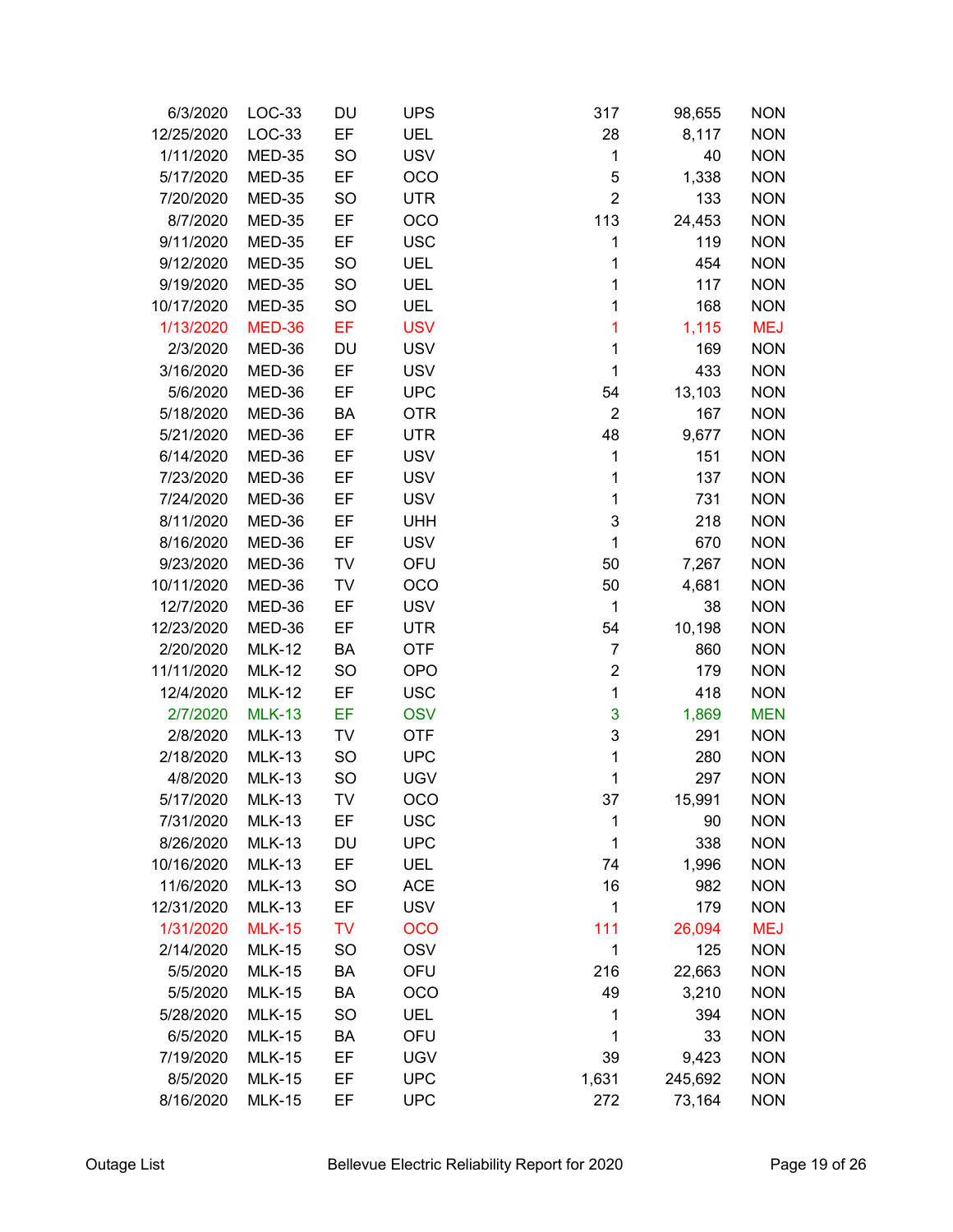| | | | | | | |
|---|---|---|---|---|---|---|
| 6/3/2020 | LOC-33 | DU | UPS | 317 | 98,655 | NON |
| 12/25/2020 | LOC-33 | EF | UEL | 28 | 8,117 | NON |
| 1/11/2020 | MED-35 | SO | USV | 1 | 40 | NON |
| 5/17/2020 | MED-35 | EF | OCO | 5 | 1,338 | NON |
| 7/20/2020 | MED-35 | SO | UTR | 2 | 133 | NON |
| 8/7/2020 | MED-35 | EF | OCO | 113 | 24,453 | NON |
| 9/11/2020 | MED-35 | EF | USC | 1 | 119 | NON |
| 9/12/2020 | MED-35 | SO | UEL | 1 | 454 | NON |
| 9/19/2020 | MED-35 | SO | UEL | 1 | 117 | NON |
| 10/17/2020 | MED-35 | SO | UEL | 1 | 168 | NON |
| 1/13/2020 | MED-36 | EF | USV | 1 | 1,115 | MEJ |
| 2/3/2020 | MED-36 | DU | USV | 1 | 169 | NON |
| 3/16/2020 | MED-36 | EF | USV | 1 | 433 | NON |
| 5/6/2020 | MED-36 | EF | UPC | 54 | 13,103 | NON |
| 5/18/2020 | MED-36 | BA | OTR | 2 | 167 | NON |
| 5/21/2020 | MED-36 | EF | UTR | 48 | 9,677 | NON |
| 6/14/2020 | MED-36 | EF | USV | 1 | 151 | NON |
| 7/23/2020 | MED-36 | EF | USV | 1 | 137 | NON |
| 7/24/2020 | MED-36 | EF | USV | 1 | 731 | NON |
| 8/11/2020 | MED-36 | EF | UHH | 3 | 218 | NON |
| 8/16/2020 | MED-36 | EF | USV | 1 | 670 | NON |
| 9/23/2020 | MED-36 | TV | OFU | 50 | 7,267 | NON |
| 10/11/2020 | MED-36 | TV | OCO | 50 | 4,681 | NON |
| 12/7/2020 | MED-36 | EF | USV | 1 | 38 | NON |
| 12/23/2020 | MED-36 | EF | UTR | 54 | 10,198 | NON |
| 2/20/2020 | MLK-12 | BA | OTF | 7 | 860 | NON |
| 11/11/2020 | MLK-12 | SO | OPO | 2 | 179 | NON |
| 12/4/2020 | MLK-12 | EF | USC | 1 | 418 | NON |
| 2/7/2020 | MLK-13 | EF | OSV | 3 | 1,869 | MEN |
| 2/8/2020 | MLK-13 | TV | OTF | 3 | 291 | NON |
| 2/18/2020 | MLK-13 | SO | UPC | 1 | 280 | NON |
| 4/8/2020 | MLK-13 | SO | UGV | 1 | 297 | NON |
| 5/17/2020 | MLK-13 | TV | OCO | 37 | 15,991 | NON |
| 7/31/2020 | MLK-13 | EF | USC | 1 | 90 | NON |
| 8/26/2020 | MLK-13 | DU | UPC | 1 | 338 | NON |
| 10/16/2020 | MLK-13 | EF | UEL | 74 | 1,996 | NON |
| 11/6/2020 | MLK-13 | SO | ACE | 16 | 982 | NON |
| 12/31/2020 | MLK-13 | EF | USV | 1 | 179 | NON |
| 1/31/2020 | MLK-15 | TV | OCO | 111 | 26,094 | MEJ |
| 2/14/2020 | MLK-15 | SO | OSV | 1 | 125 | NON |
| 5/5/2020 | MLK-15 | BA | OFU | 216 | 22,663 | NON |
| 5/5/2020 | MLK-15 | BA | OCO | 49 | 3,210 | NON |
| 5/28/2020 | MLK-15 | SO | UEL | 1 | 394 | NON |
| 6/5/2020 | MLK-15 | BA | OFU | 1 | 33 | NON |
| 7/19/2020 | MLK-15 | EF | UGV | 39 | 9,423 | NON |
| 8/5/2020 | MLK-15 | EF | UPC | 1,631 | 245,692 | NON |
| 8/16/2020 | MLK-15 | EF | UPC | 272 | 73,164 | NON |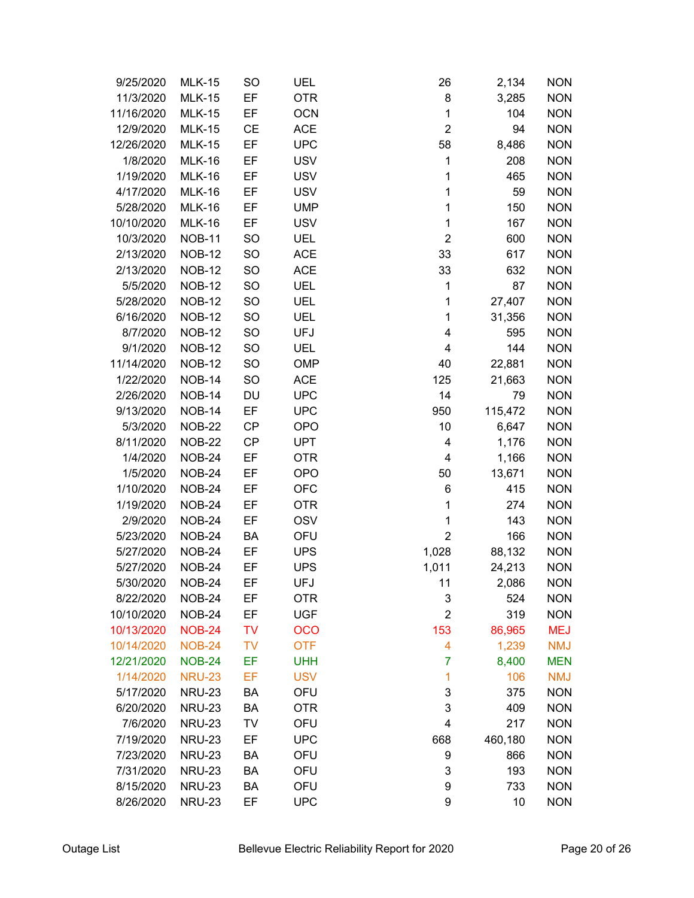| | | | | | | |
|---|---|---|---|---|---|---|
| 9/25/2020 | MLK-15 | SO | UEL | 26 | 2,134 | NON |
| 11/3/2020 | MLK-15 | EF | OTR | 8 | 3,285 | NON |
| 11/16/2020 | MLK-15 | EF | OCN | 1 | 104 | NON |
| 12/9/2020 | MLK-15 | CE | ACE | 2 | 94 | NON |
| 12/26/2020 | MLK-15 | EF | UPC | 58 | 8,486 | NON |
| 1/8/2020 | MLK-16 | EF | USV | 1 | 208 | NON |
| 1/19/2020 | MLK-16 | EF | USV | 1 | 465 | NON |
| 4/17/2020 | MLK-16 | EF | USV | 1 | 59 | NON |
| 5/28/2020 | MLK-16 | EF | UMP | 1 | 150 | NON |
| 10/10/2020 | MLK-16 | EF | USV | 1 | 167 | NON |
| 10/3/2020 | NOB-11 | SO | UEL | 2 | 600 | NON |
| 2/13/2020 | NOB-12 | SO | ACE | 33 | 617 | NON |
| 2/13/2020 | NOB-12 | SO | ACE | 33 | 632 | NON |
| 5/5/2020 | NOB-12 | SO | UEL | 1 | 87 | NON |
| 5/28/2020 | NOB-12 | SO | UEL | 1 | 27,407 | NON |
| 6/16/2020 | NOB-12 | SO | UEL | 1 | 31,356 | NON |
| 8/7/2020 | NOB-12 | SO | UFJ | 4 | 595 | NON |
| 9/1/2020 | NOB-12 | SO | UEL | 4 | 144 | NON |
| 11/14/2020 | NOB-12 | SO | OMP | 40 | 22,881 | NON |
| 1/22/2020 | NOB-14 | SO | ACE | 125 | 21,663 | NON |
| 2/26/2020 | NOB-14 | DU | UPC | 14 | 79 | NON |
| 9/13/2020 | NOB-14 | EF | UPC | 950 | 115,472 | NON |
| 5/3/2020 | NOB-22 | CP | OPO | 10 | 6,647 | NON |
| 8/11/2020 | NOB-22 | CP | UPT | 4 | 1,176 | NON |
| 1/4/2020 | NOB-24 | EF | OTR | 4 | 1,166 | NON |
| 1/5/2020 | NOB-24 | EF | OPO | 50 | 13,671 | NON |
| 1/10/2020 | NOB-24 | EF | OFC | 6 | 415 | NON |
| 1/19/2020 | NOB-24 | EF | OTR | 1 | 274 | NON |
| 2/9/2020 | NOB-24 | EF | OSV | 1 | 143 | NON |
| 5/23/2020 | NOB-24 | BA | OFU | 2 | 166 | NON |
| 5/27/2020 | NOB-24 | EF | UPS | 1,028 | 88,132 | NON |
| 5/27/2020 | NOB-24 | EF | UPS | 1,011 | 24,213 | NON |
| 5/30/2020 | NOB-24 | EF | UFJ | 11 | 2,086 | NON |
| 8/22/2020 | NOB-24 | EF | OTR | 3 | 524 | NON |
| 10/10/2020 | NOB-24 | EF | UGF | 2 | 319 | NON |
| 10/13/2020 | NOB-24 | TV | OCO | 153 | 86,965 | MEJ |
| 10/14/2020 | NOB-24 | TV | OTF | 4 | 1,239 | NMJ |
| 12/21/2020 | NOB-24 | EF | UHH | 7 | 8,400 | MEN |
| 1/14/2020 | NRU-23 | EF | USV | 1 | 106 | NMJ |
| 5/17/2020 | NRU-23 | BA | OFU | 3 | 375 | NON |
| 6/20/2020 | NRU-23 | BA | OTR | 3 | 409 | NON |
| 7/6/2020 | NRU-23 | TV | OFU | 4 | 217 | NON |
| 7/19/2020 | NRU-23 | EF | UPC | 668 | 460,180 | NON |
| 7/23/2020 | NRU-23 | BA | OFU | 9 | 866 | NON |
| 7/31/2020 | NRU-23 | BA | OFU | 3 | 193 | NON |
| 8/15/2020 | NRU-23 | BA | OFU | 9 | 733 | NON |
| 8/26/2020 | NRU-23 | EF | UPC | 9 | 10 | NON |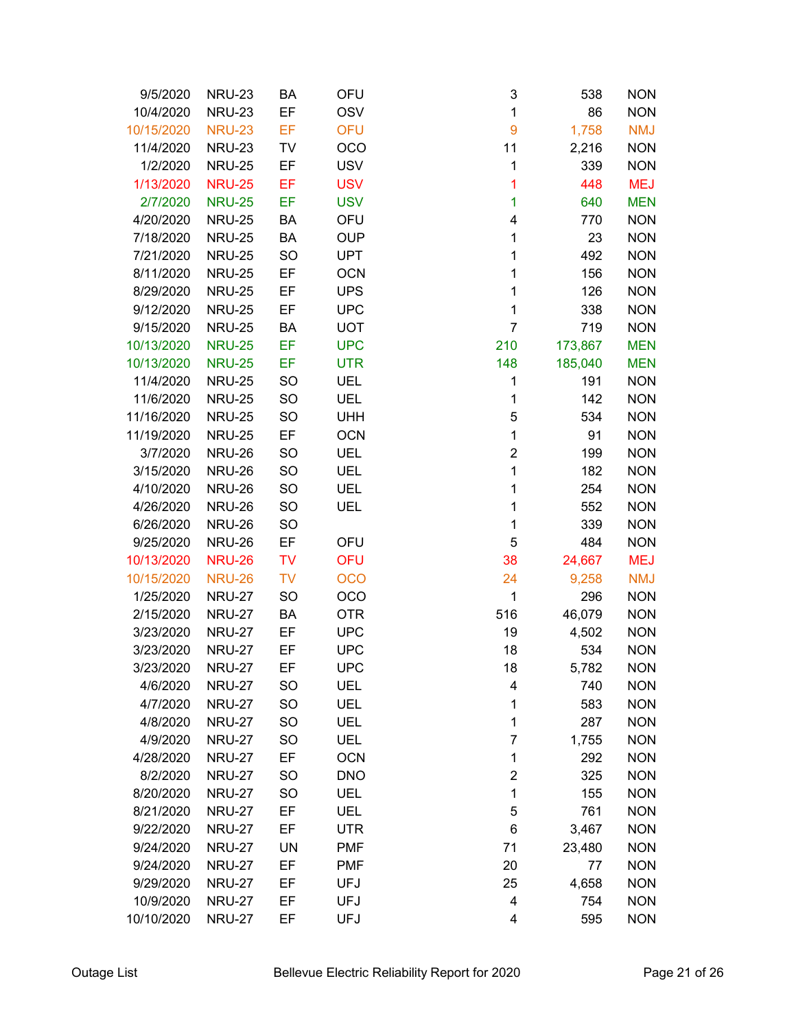| | | | | | | |
|---|---|---|---|---|---|---|
| 9/5/2020 | NRU-23 | BA | OFU | 3 | 538 | NON |
| 10/4/2020 | NRU-23 | EF | OSV | 1 | 86 | NON |
| 10/15/2020 | NRU-23 | EF | OFU | 9 | 1,758 | NMJ |
| 11/4/2020 | NRU-23 | TV | OCO | 11 | 2,216 | NON |
| 1/2/2020 | NRU-25 | EF | USV | 1 | 339 | NON |
| 1/13/2020 | NRU-25 | EF | USV | 1 | 448 | MEJ |
| 2/7/2020 | NRU-25 | EF | USV | 1 | 640 | MEN |
| 4/20/2020 | NRU-25 | BA | OFU | 4 | 770 | NON |
| 7/18/2020 | NRU-25 | BA | OUP | 1 | 23 | NON |
| 7/21/2020 | NRU-25 | SO | UPT | 1 | 492 | NON |
| 8/11/2020 | NRU-25 | EF | OCN | 1 | 156 | NON |
| 8/29/2020 | NRU-25 | EF | UPS | 1 | 126 | NON |
| 9/12/2020 | NRU-25 | EF | UPC | 1 | 338 | NON |
| 9/15/2020 | NRU-25 | BA | UOT | 7 | 719 | NON |
| 10/13/2020 | NRU-25 | EF | UPC | 210 | 173,867 | MEN |
| 10/13/2020 | NRU-25 | EF | UTR | 148 | 185,040 | MEN |
| 11/4/2020 | NRU-25 | SO | UEL | 1 | 191 | NON |
| 11/6/2020 | NRU-25 | SO | UEL | 1 | 142 | NON |
| 11/16/2020 | NRU-25 | SO | UHH | 5 | 534 | NON |
| 11/19/2020 | NRU-25 | EF | OCN | 1 | 91 | NON |
| 3/7/2020 | NRU-26 | SO | UEL | 2 | 199 | NON |
| 3/15/2020 | NRU-26 | SO | UEL | 1 | 182 | NON |
| 4/10/2020 | NRU-26 | SO | UEL | 1 | 254 | NON |
| 4/26/2020 | NRU-26 | SO | UEL | 1 | 552 | NON |
| 6/26/2020 | NRU-26 | SO | | 1 | 339 | NON |
| 9/25/2020 | NRU-26 | EF | OFU | 5 | 484 | NON |
| 10/13/2020 | NRU-26 | TV | OFU | 38 | 24,667 | MEJ |
| 10/15/2020 | NRU-26 | TV | OCO | 24 | 9,258 | NMJ |
| 1/25/2020 | NRU-27 | SO | OCO | 1 | 296 | NON |
| 2/15/2020 | NRU-27 | BA | OTR | 516 | 46,079 | NON |
| 3/23/2020 | NRU-27 | EF | UPC | 19 | 4,502 | NON |
| 3/23/2020 | NRU-27 | EF | UPC | 18 | 534 | NON |
| 3/23/2020 | NRU-27 | EF | UPC | 18 | 5,782 | NON |
| 4/6/2020 | NRU-27 | SO | UEL | 4 | 740 | NON |
| 4/7/2020 | NRU-27 | SO | UEL | 1 | 583 | NON |
| 4/8/2020 | NRU-27 | SO | UEL | 1 | 287 | NON |
| 4/9/2020 | NRU-27 | SO | UEL | 7 | 1,755 | NON |
| 4/28/2020 | NRU-27 | EF | OCN | 1 | 292 | NON |
| 8/2/2020 | NRU-27 | SO | DNO | 2 | 325 | NON |
| 8/20/2020 | NRU-27 | SO | UEL | 1 | 155 | NON |
| 8/21/2020 | NRU-27 | EF | UEL | 5 | 761 | NON |
| 9/22/2020 | NRU-27 | EF | UTR | 6 | 3,467 | NON |
| 9/24/2020 | NRU-27 | UN | PMF | 71 | 23,480 | NON |
| 9/24/2020 | NRU-27 | EF | PMF | 20 | 77 | NON |
| 9/29/2020 | NRU-27 | EF | UFJ | 25 | 4,658 | NON |
| 10/9/2020 | NRU-27 | EF | UFJ | 4 | 754 | NON |
| 10/10/2020 | NRU-27 | EF | UFJ | 4 | 595 | NON |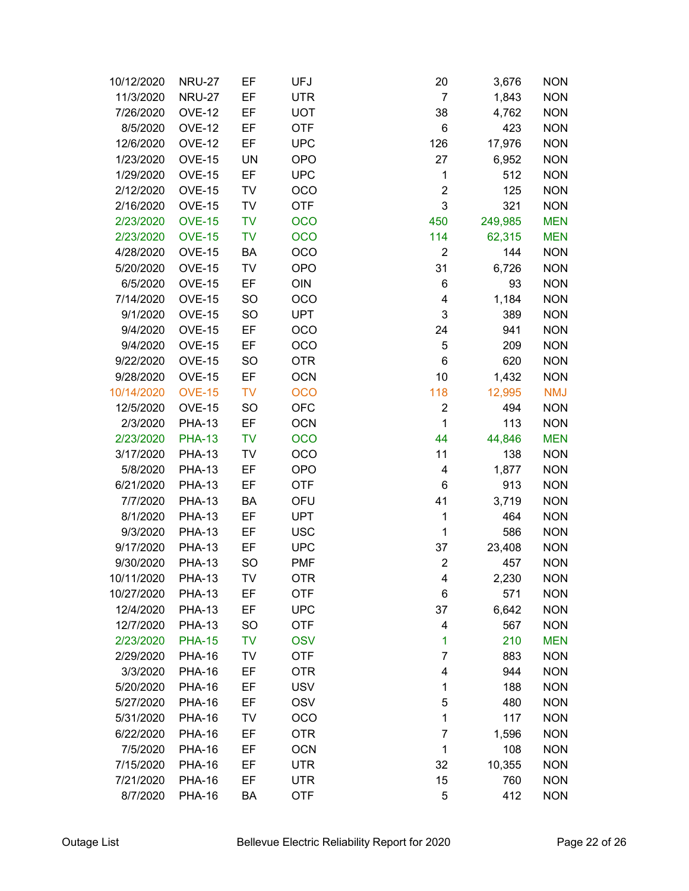| | | | | | | |
|---|---|---|---|---|---|---|
| 10/12/2020 | NRU-27 | EF | UFJ | 20 | 3,676 | NON |
| 11/3/2020 | NRU-27 | EF | UTR | 7 | 1,843 | NON |
| 7/26/2020 | OVE-12 | EF | UOT | 38 | 4,762 | NON |
| 8/5/2020 | OVE-12 | EF | OTF | 6 | 423 | NON |
| 12/6/2020 | OVE-12 | EF | UPC | 126 | 17,976 | NON |
| 1/23/2020 | OVE-15 | UN | OPO | 27 | 6,952 | NON |
| 1/29/2020 | OVE-15 | EF | UPC | 1 | 512 | NON |
| 2/12/2020 | OVE-15 | TV | OCO | 2 | 125 | NON |
| 2/16/2020 | OVE-15 | TV | OTF | 3 | 321 | NON |
| 2/23/2020 | OVE-15 | TV | OCO | 450 | 249,985 | MEN |
| 2/23/2020 | OVE-15 | TV | OCO | 114 | 62,315 | MEN |
| 4/28/2020 | OVE-15 | BA | OCO | 2 | 144 | NON |
| 5/20/2020 | OVE-15 | TV | OPO | 31 | 6,726 | NON |
| 6/5/2020 | OVE-15 | EF | OIN | 6 | 93 | NON |
| 7/14/2020 | OVE-15 | SO | OCO | 4 | 1,184 | NON |
| 9/1/2020 | OVE-15 | SO | UPT | 3 | 389 | NON |
| 9/4/2020 | OVE-15 | EF | OCO | 24 | 941 | NON |
| 9/4/2020 | OVE-15 | EF | OCO | 5 | 209 | NON |
| 9/22/2020 | OVE-15 | SO | OTR | 6 | 620 | NON |
| 9/28/2020 | OVE-15 | EF | OCN | 10 | 1,432 | NON |
| 10/14/2020 | OVE-15 | TV | OCO | 118 | 12,995 | NMJ |
| 12/5/2020 | OVE-15 | SO | OFC | 2 | 494 | NON |
| 2/3/2020 | PHA-13 | EF | OCN | 1 | 113 | NON |
| 2/23/2020 | PHA-13 | TV | OCO | 44 | 44,846 | MEN |
| 3/17/2020 | PHA-13 | TV | OCO | 11 | 138 | NON |
| 5/8/2020 | PHA-13 | EF | OPO | 4 | 1,877 | NON |
| 6/21/2020 | PHA-13 | EF | OTF | 6 | 913 | NON |
| 7/7/2020 | PHA-13 | BA | OFU | 41 | 3,719 | NON |
| 8/1/2020 | PHA-13 | EF | UPT | 1 | 464 | NON |
| 9/3/2020 | PHA-13 | EF | USC | 1 | 586 | NON |
| 9/17/2020 | PHA-13 | EF | UPC | 37 | 23,408 | NON |
| 9/30/2020 | PHA-13 | SO | PMF | 2 | 457 | NON |
| 10/11/2020 | PHA-13 | TV | OTR | 4 | 2,230 | NON |
| 10/27/2020 | PHA-13 | EF | OTF | 6 | 571 | NON |
| 12/4/2020 | PHA-13 | EF | UPC | 37 | 6,642 | NON |
| 12/7/2020 | PHA-13 | SO | OTF | 4 | 567 | NON |
| 2/23/2020 | PHA-15 | TV | OSV | 1 | 210 | MEN |
| 2/29/2020 | PHA-16 | TV | OTF | 7 | 883 | NON |
| 3/3/2020 | PHA-16 | EF | OTR | 4 | 944 | NON |
| 5/20/2020 | PHA-16 | EF | USV | 1 | 188 | NON |
| 5/27/2020 | PHA-16 | EF | OSV | 5 | 480 | NON |
| 5/31/2020 | PHA-16 | TV | OCO | 1 | 117 | NON |
| 6/22/2020 | PHA-16 | EF | OTR | 7 | 1,596 | NON |
| 7/5/2020 | PHA-16 | EF | OCN | 1 | 108 | NON |
| 7/15/2020 | PHA-16 | EF | UTR | 32 | 10,355 | NON |
| 7/21/2020 | PHA-16 | EF | UTR | 15 | 760 | NON |
| 8/7/2020 | PHA-16 | BA | OTF | 5 | 412 | NON |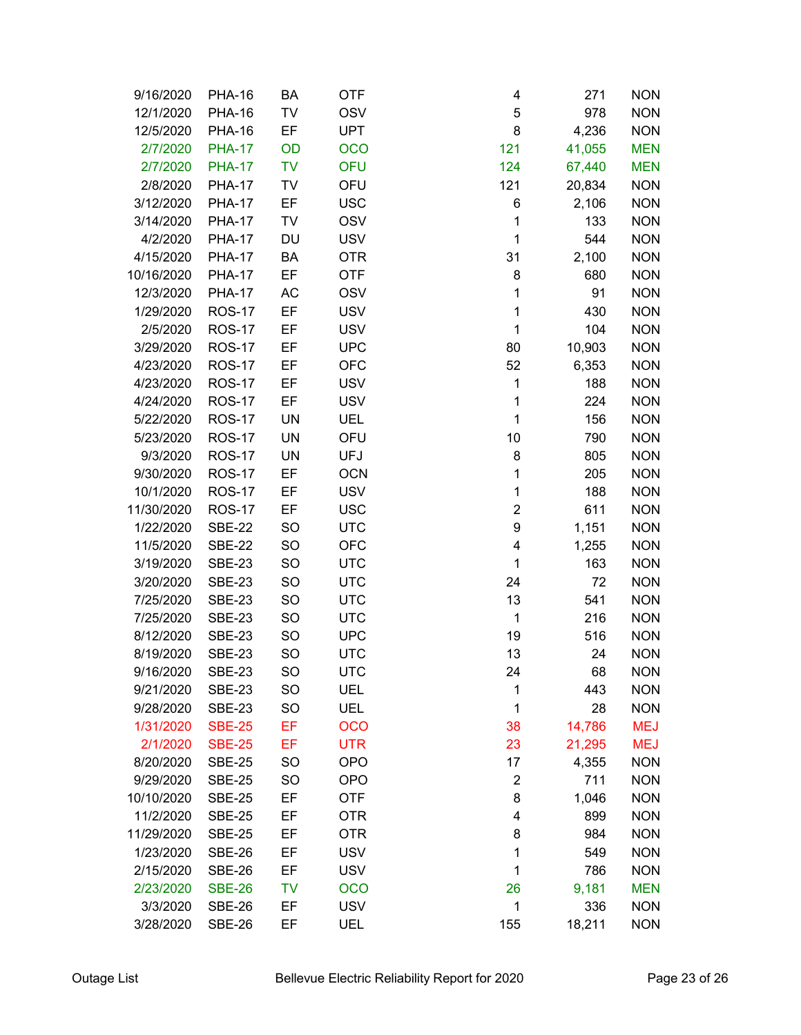| | | | | | | |
|---|---|---|---|---|---|---|
| 9/16/2020 | PHA-16 | BA | OTF | 4 | 271 | NON |
| 12/1/2020 | PHA-16 | TV | OSV | 5 | 978 | NON |
| 12/5/2020 | PHA-16 | EF | UPT | 8 | 4,236 | NON |
| 2/7/2020 | PHA-17 | OD | OCO | 121 | 41,055 | MEN |
| 2/7/2020 | PHA-17 | TV | OFU | 124 | 67,440 | MEN |
| 2/8/2020 | PHA-17 | TV | OFU | 121 | 20,834 | NON |
| 3/12/2020 | PHA-17 | EF | USC | 6 | 2,106 | NON |
| 3/14/2020 | PHA-17 | TV | OSV | 1 | 133 | NON |
| 4/2/2020 | PHA-17 | DU | USV | 1 | 544 | NON |
| 4/15/2020 | PHA-17 | BA | OTR | 31 | 2,100 | NON |
| 10/16/2020 | PHA-17 | EF | OTF | 8 | 680 | NON |
| 12/3/2020 | PHA-17 | AC | OSV | 1 | 91 | NON |
| 1/29/2020 | ROS-17 | EF | USV | 1 | 430 | NON |
| 2/5/2020 | ROS-17 | EF | USV | 1 | 104 | NON |
| 3/29/2020 | ROS-17 | EF | UPC | 80 | 10,903 | NON |
| 4/23/2020 | ROS-17 | EF | OFC | 52 | 6,353 | NON |
| 4/23/2020 | ROS-17 | EF | USV | 1 | 188 | NON |
| 4/24/2020 | ROS-17 | EF | USV | 1 | 224 | NON |
| 5/22/2020 | ROS-17 | UN | UEL | 1 | 156 | NON |
| 5/23/2020 | ROS-17 | UN | OFU | 10 | 790 | NON |
| 9/3/2020 | ROS-17 | UN | UFJ | 8 | 805 | NON |
| 9/30/2020 | ROS-17 | EF | OCN | 1 | 205 | NON |
| 10/1/2020 | ROS-17 | EF | USV | 1 | 188 | NON |
| 11/30/2020 | ROS-17 | EF | USC | 2 | 611 | NON |
| 1/22/2020 | SBE-22 | SO | UTC | 9 | 1,151 | NON |
| 11/5/2020 | SBE-22 | SO | OFC | 4 | 1,255 | NON |
| 3/19/2020 | SBE-23 | SO | UTC | 1 | 163 | NON |
| 3/20/2020 | SBE-23 | SO | UTC | 24 | 72 | NON |
| 7/25/2020 | SBE-23 | SO | UTC | 13 | 541 | NON |
| 7/25/2020 | SBE-23 | SO | UTC | 1 | 216 | NON |
| 8/12/2020 | SBE-23 | SO | UPC | 19 | 516 | NON |
| 8/19/2020 | SBE-23 | SO | UTC | 13 | 24 | NON |
| 9/16/2020 | SBE-23 | SO | UTC | 24 | 68 | NON |
| 9/21/2020 | SBE-23 | SO | UEL | 1 | 443 | NON |
| 9/28/2020 | SBE-23 | SO | UEL | 1 | 28 | NON |
| 1/31/2020 | SBE-25 | EF | OCO | 38 | 14,786 | MEJ |
| 2/1/2020 | SBE-25 | EF | UTR | 23 | 21,295 | MEJ |
| 8/20/2020 | SBE-25 | SO | OPO | 17 | 4,355 | NON |
| 9/29/2020 | SBE-25 | SO | OPO | 2 | 711 | NON |
| 10/10/2020 | SBE-25 | EF | OTF | 8 | 1,046 | NON |
| 11/2/2020 | SBE-25 | EF | OTR | 4 | 899 | NON |
| 11/29/2020 | SBE-25 | EF | OTR | 8 | 984 | NON |
| 1/23/2020 | SBE-26 | EF | USV | 1 | 549 | NON |
| 2/15/2020 | SBE-26 | EF | USV | 1 | 786 | NON |
| 2/23/2020 | SBE-26 | TV | OCO | 26 | 9,181 | MEN |
| 3/3/2020 | SBE-26 | EF | USV | 1 | 336 | NON |
| 3/28/2020 | SBE-26 | EF | UEL | 155 | 18,211 | NON |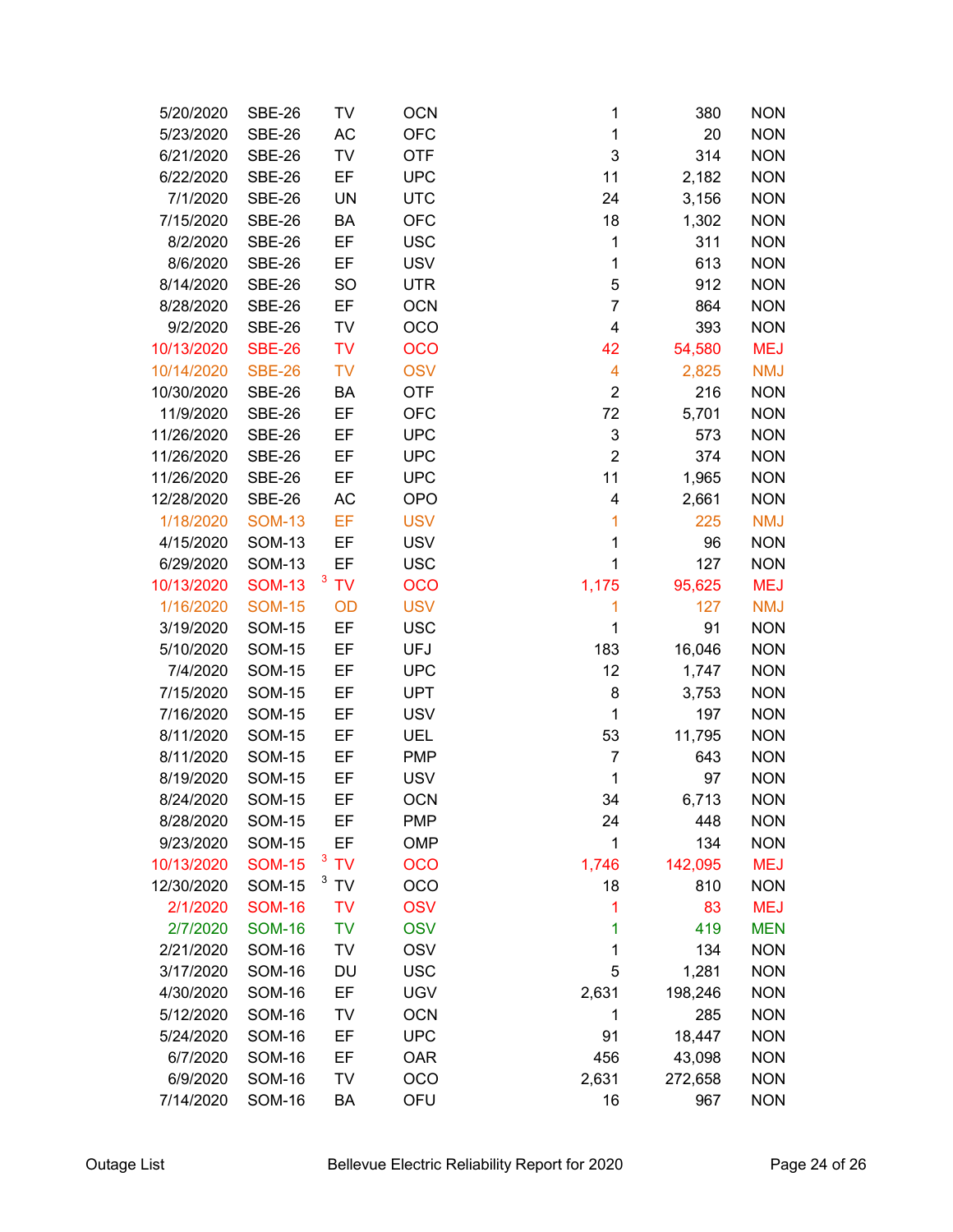| | | | | | | |
|---|---|---|---|---|---|---|
| 5/20/2020 | SBE-26 | TV | OCN | 1 | 380 | NON |
| 5/23/2020 | SBE-26 | AC | OFC | 1 | 20 | NON |
| 6/21/2020 | SBE-26 | TV | OTF | 3 | 314 | NON |
| 6/22/2020 | SBE-26 | EF | UPC | 11 | 2,182 | NON |
| 7/1/2020 | SBE-26 | UN | UTC | 24 | 3,156 | NON |
| 7/15/2020 | SBE-26 | BA | OFC | 18 | 1,302 | NON |
| 8/2/2020 | SBE-26 | EF | USC | 1 | 311 | NON |
| 8/6/2020 | SBE-26 | EF | USV | 1 | 613 | NON |
| 8/14/2020 | SBE-26 | SO | UTR | 5 | 912 | NON |
| 8/28/2020 | SBE-26 | EF | OCN | 7 | 864 | NON |
| 9/2/2020 | SBE-26 | TV | OCO | 4 | 393 | NON |
| 10/13/2020 | SBE-26 | TV | OCO | 42 | 54,580 | MEJ |
| 10/14/2020 | SBE-26 | TV | OSV | 4 | 2,825 | NMJ |
| 10/30/2020 | SBE-26 | BA | OTF | 2 | 216 | NON |
| 11/9/2020 | SBE-26 | EF | OFC | 72 | 5,701 | NON |
| 11/26/2020 | SBE-26 | EF | UPC | 3 | 573 | NON |
| 11/26/2020 | SBE-26 | EF | UPC | 2 | 374 | NON |
| 11/26/2020 | SBE-26 | EF | UPC | 11 | 1,965 | NON |
| 12/28/2020 | SBE-26 | AC | OPO | 4 | 2,661 | NON |
| 1/18/2020 | SOM-13 | EF | USV | 1 | 225 | NMJ |
| 4/15/2020 | SOM-13 | EF | USV | 1 | 96 | NON |
| 6/29/2020 | SOM-13 | EF | USC | 1 | 127 | NON |
| 10/13/2020 | SOM-13 | [3] TV | OCO | 1,175 | 95,625 | MEJ |
| 1/16/2020 | SOM-15 | OD | USV | 1 | 127 | NMJ |
| 3/19/2020 | SOM-15 | EF | USC | 1 | 91 | NON |
| 5/10/2020 | SOM-15 | EF | UFJ | 183 | 16,046 | NON |
| 7/4/2020 | SOM-15 | EF | UPC | 12 | 1,747 | NON |
| 7/15/2020 | SOM-15 | EF | UPT | 8 | 3,753 | NON |
| 7/16/2020 | SOM-15 | EF | USV | 1 | 197 | NON |
| 8/11/2020 | SOM-15 | EF | UEL | 53 | 11,795 | NON |
| 8/11/2020 | SOM-15 | EF | PMP | 7 | 643 | NON |
| 8/19/2020 | SOM-15 | EF | USV | 1 | 97 | NON |
| 8/24/2020 | SOM-15 | EF | OCN | 34 | 6,713 | NON |
| 8/28/2020 | SOM-15 | EF | PMP | 24 | 448 | NON |
| 9/23/2020 | SOM-15 | EF | OMP | 1 | 134 | NON |
| 10/13/2020 | SOM-15 | [3] TV | OCO | 1,746 | 142,095 | MEJ |
| 12/30/2020 | SOM-15 | [3] TV | OCO | 18 | 810 | NON |
| 2/1/2020 | SOM-16 | TV | OSV | 1 | 83 | MEJ |
| 2/7/2020 | SOM-16 | TV | OSV | 1 | 419 | MEN |
| 2/21/2020 | SOM-16 | TV | OSV | 1 | 134 | NON |
| 3/17/2020 | SOM-16 | DU | USC | 5 | 1,281 | NON |
| 4/30/2020 | SOM-16 | EF | UGV | 2,631 | 198,246 | NON |
| 5/12/2020 | SOM-16 | TV | OCN | 1 | 285 | NON |
| 5/24/2020 | SOM-16 | EF | UPC | 91 | 18,447 | NON |
| 6/7/2020 | SOM-16 | EF | OAR | 456 | 43,098 | NON |
| 6/9/2020 | SOM-16 | TV | OCO | 2,631 | 272,658 | NON |
| 7/14/2020 | SOM-16 | BA | OFU | 16 | 967 | NON |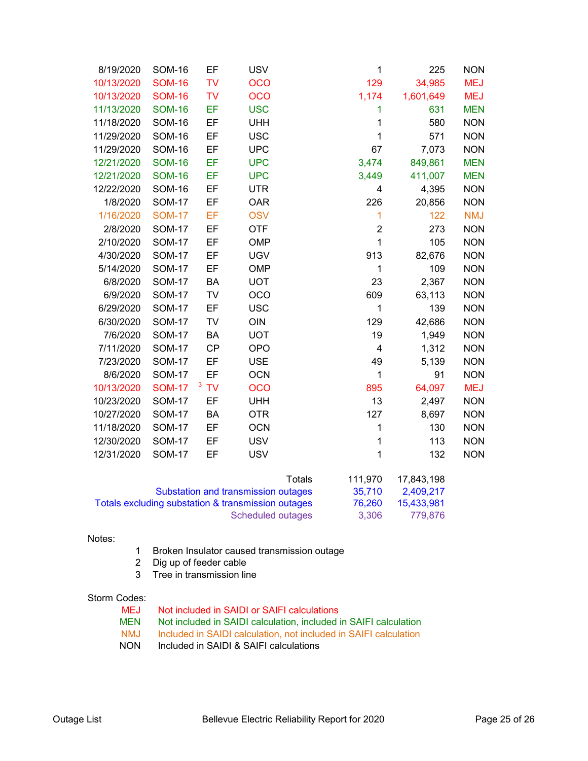| Date | Circuit | Cause | Code | Customers | Customer Minutes | Storm Code |
|---|---|---|---|---|---|---|
| 8/19/2020 | SOM-16 | EF | USV | 1 | 225 | NON |
| 10/13/2020 | SOM-16 | TV | OCO | 129 | 34,985 | MEJ |
| 10/13/2020 | SOM-16 | TV | OCO | 1,174 | 1,601,649 | MEJ |
| 11/13/2020 | SOM-16 | EF | USC | 1 | 631 | MEN |
| 11/18/2020 | SOM-16 | EF | UHH | 1 | 580 | NON |
| 11/29/2020 | SOM-16 | EF | USC | 1 | 571 | NON |
| 11/29/2020 | SOM-16 | EF | UPC | 67 | 7,073 | NON |
| 12/21/2020 | SOM-16 | EF | UPC | 3,474 | 849,861 | MEN |
| 12/21/2020 | SOM-16 | EF | UPC | 3,449 | 411,007 | MEN |
| 12/22/2020 | SOM-16 | EF | UTR | 4 | 4,395 | NON |
| 1/8/2020 | SOM-17 | EF | OAR | 226 | 20,856 | NON |
| 1/16/2020 | SOM-17 | EF | OSV | 1 | 122 | NMJ |
| 2/8/2020 | SOM-17 | EF | OTF | 2 | 273 | NON |
| 2/10/2020 | SOM-17 | EF | OMP | 1 | 105 | NON |
| 4/30/2020 | SOM-17 | EF | UGV | 913 | 82,676 | NON |
| 5/14/2020 | SOM-17 | EF | OMP | 1 | 109 | NON |
| 6/8/2020 | SOM-17 | BA | UOT | 23 | 2,367 | NON |
| 6/9/2020 | SOM-17 | TV | OCO | 609 | 63,113 | NON |
| 6/29/2020 | SOM-17 | EF | USC | 1 | 139 | NON |
| 6/30/2020 | SOM-17 | TV | OIN | 129 | 42,686 | NON |
| 7/6/2020 | SOM-17 | BA | UOT | 19 | 1,949 | NON |
| 7/11/2020 | SOM-17 | CP | OPO | 4 | 1,312 | NON |
| 7/23/2020 | SOM-17 | EF | USE | 49 | 5,139 | NON |
| 8/6/2020 | SOM-17 | EF | OCN | 1 | 91 | NON |
| 10/13/2020 | SOM-17 | [3] TV | OCO | 895 | 64,097 | MEJ |
| 10/23/2020 | SOM-17 | EF | UHH | 13 | 2,497 | NON |
| 10/27/2020 | SOM-17 | BA | OTR | 127 | 8,697 | NON |
| 11/18/2020 | SOM-17 | EF | OCN | 1 | 130 | NON |
| 12/30/2020 | SOM-17 | EF | USV | 1 | 113 | NON |
| 12/31/2020 | SOM-17 | EF | USV | 1 | 132 | NON |

| | Customers | Customer Minutes |
|---|---|---|
| Totals | 111,970 | 17,843,198 |
| Substation and transmission outages | 35,710 | 2,409,217 |
| Totals excluding substation & transmission outages | 76,260 | 15,433,981 |
| Scheduled outages | 3,306 | 779,876 |

Notes:

1. Broken Insulator caused transmission outage
2. Dig up of feeder cable
3. Tree in transmission line

Storm Codes:

| Code | Description |
|---|---|
| MEJ | Not included in SAIDI or SAIFI calculations |
| MEN | Not included in SAIDI calculation, included in SAIFI calculation |
| NMJ | Included in SAIDI calculation, not included in SAIFI calculation |
| NON | Included in SAIDI & SAIFI calculations |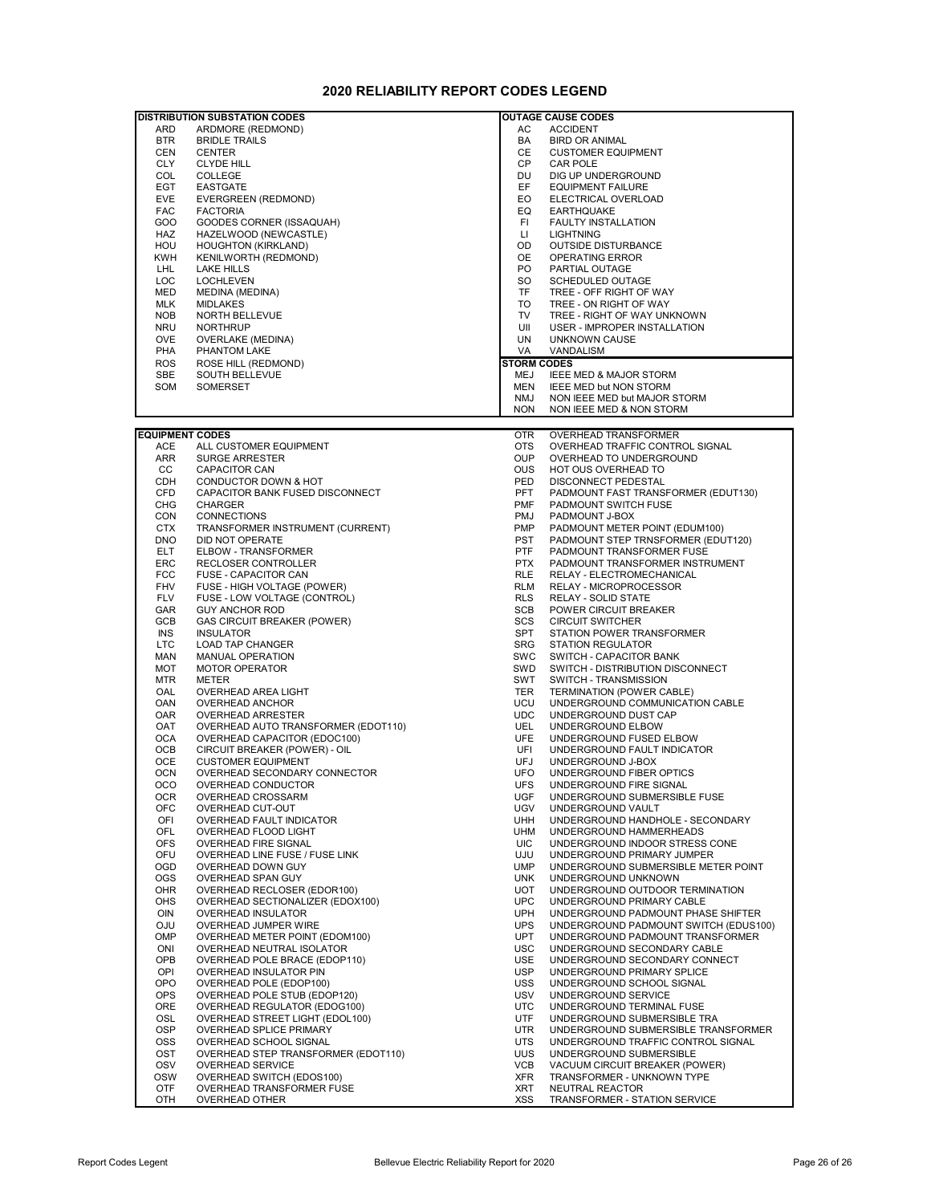# 2020 RELIABILITY REPORT CODES LEGEND

| DISTRIBUTION SUBSTATION CODES | | OUTAGE CAUSE CODES | |
|---|---|---|---|
| ARD | ARDMORE (REDMOND) | AC | ACCIDENT |
| BTR | BRIDLE TRAILS | BA | BIRD OR ANIMAL |
| CEN | CENTER | CE | CUSTOMER EQUIPMENT |
| CLY | CLYDE HILL | CP | CAR POLE |
| COL | COLLEGE | DU | DIG UP UNDERGROUND |
| EGT | EASTGATE | EF | EQUIPMENT FAILURE |
| EVE | EVERGREEN (REDMOND) | EO | ELECTRICAL OVERLOAD |
| FAC | FACTORIA | EQ | EARTHQUAKE |
| GOO | GOODES CORNER (ISSAQUAH) | FI | FAULTY INSTALLATION |
| HAZ | HAZELWOOD (NEWCASTLE) | LI | LIGHTNING |
| HOU | HOUGHTON (KIRKLAND) | OD | OUTSIDE DISTURBANCE |
| KWH | KENILWORTH (REDMOND) | OE | OPERATING ERROR |
| LHL | LAKE HILLS | PO | PARTIAL OUTAGE |
| LOC | LOCHLEVEN | SO | SCHEDULED OUTAGE |
| MED | MEDINA (MEDINA) | TF | TREE - OFF RIGHT OF WAY |
| MLK | MIDLAKES | TO | TREE - ON RIGHT OF WAY |
| NOB | NORTH BELLEVUE | TV | TREE - RIGHT OF WAY UNKNOWN |
| NRU | NORTHRUP | UII | USER - IMPROPER INSTALLATION |
| OVE | OVERLAKE (MEDINA) | UN | UNKNOWN CAUSE |
| PHA | PHANTOM LAKE | VA | VANDALISM |
| ROS | ROSE HILL (REDMOND) | **STORM CODES** | |
| SBE | SOUTH BELLEVUE | MEJ | IEEE MED & MAJOR STORM |
| SOM | SOMERSET | MEN | IEEE MED but NON STORM |
| | | NMJ | NON IEEE MED but MAJOR STORM |
| | | NON | NON IEEE MED & NON STORM |

| EQUIPMENT CODES | | | |
|---|---|---|---|
| ACE | ALL CUSTOMER EQUIPMENT | OTR | OVERHEAD TRANSFORMER |
| ARR | SURGE ARRESTER | OTS | OVERHEAD TRAFFIC CONTROL SIGNAL |
| CC | CAPACITOR CAN | OUP | OVERHEAD TO UNDERGROUND |
| CDH | CONDUCTOR DOWN & HOT | OUS | HOT OUS OVERHEAD TO |
| CFD | CAPACITOR BANK FUSED DISCONNECT | PED | DISCONNECT PEDESTAL |
| CHG | CHARGER | PFT | PADMOUNT FAST TRANSFORMER (EDUT130) |
| CON | CONNECTIONS | PMF | PADMOUNT SWITCH FUSE |
| CTX | TRANSFORMER INSTRUMENT (CURRENT) | PMJ | PADMOUNT J-BOX |
| DNO | DID NOT OPERATE | PMP | PADMOUNT METER POINT (EDUM100) |
| ELT | ELBOW - TRANSFORMER | PST | PADMOUNT STEP TRNSFORMER (EDUT120) |
| ERC | RECLOSER CONTROLLER | PTF | PADMOUNT TRANSFORMER FUSE |
| FCC | FUSE - CAPACITOR CAN | PTX | PADMOUNT TRANSFORMER INSTRUMENT |
| FHV | FUSE - HIGH VOLTAGE (POWER) | RLE | RELAY - ELECTROMECHANICAL |
| FLV | FUSE - LOW VOLTAGE (CONTROL) | RLM | RELAY - MICROPROCESSOR |
| GAR | GUY ANCHOR ROD | RLS | RELAY - SOLID STATE |
| GCB | GAS CIRCUIT BREAKER (POWER) | SCB | POWER CIRCUIT BREAKER |
| INS | INSULATOR | SCS | CIRCUIT SWITCHER |
| LTC | LOAD TAP CHANGER | SPT | STATION POWER TRANSFORMER |
| MAN | MANUAL OPERATION | SRG | STATION REGULATOR |
| MOT | MOTOR OPERATOR | SWC | SWITCH - CAPACITOR BANK |
| MTR | METER | SWD | SWITCH - DISTRIBUTION DISCONNECT |
| OAL | OVERHEAD AREA LIGHT | SWT | SWITCH - TRANSMISSION |
| OAN | OVERHEAD ANCHOR | TER | TERMINATION (POWER CABLE) |
| OAR | OVERHEAD ARRESTER | UCU | UNDERGROUND COMMUNICATION CABLE |
| OAT | OVERHEAD AUTO TRANSFORMER (EDOT110) | UDC | UNDERGROUND DUST CAP |
| OCA | OVERHEAD CAPACITOR (EDOC100) | UEL | UNDERGROUND ELBOW |
| OCB | CIRCUIT BREAKER (POWER) - OIL | UFE | UNDERGROUND FUSED ELBOW |
| OCE | CUSTOMER EQUIPMENT | UFI | UNDERGROUND FAULT INDICATOR |
| OCN | OVERHEAD SECONDARY CONNECTOR | UFJ | UNDERGROUND J-BOX |
| OCO | OVERHEAD CONDUCTOR | UFO | UNDERGROUND FIBER OPTICS |
| OCR | OVERHEAD CROSSARM | UFS | UNDERGROUND FIRE SIGNAL |
| OFC | OVERHEAD CUT-OUT | UGF | UNDERGROUND SUBMERSIBLE FUSE |
| OFI | OVERHEAD FAULT INDICATOR | UGV | UNDERGROUND VAULT |
| OFL | OVERHEAD FLOOD LIGHT | UHH | UNDERGROUND HANDHOLE - SECONDARY |
| OFS | OVERHEAD FIRE SIGNAL | UHM | UNDERGROUND HAMMERHEADS |
| OFU | OVERHEAD LINE FUSE / FUSE LINK | UIC | UNDERGROUND INDOOR STRESS CONE |
| OGD | OVERHEAD DOWN GUY | UJU | UNDERGROUND PRIMARY JUMPER |
| OGS | OVERHEAD SPAN GUY | UMP | UNDERGROUND SUBMERSIBLE METER POINT |
| OHR | OVERHEAD RECLOSER (EDOR100) | UNK | UNDERGROUND UNKNOWN |
| OHS | OVERHEAD SECTIONALIZER (EDOX100) | UOT | UNDERGROUND OUTDOOR TERMINATION |
| OIN | OVERHEAD INSULATOR | UPC | UNDERGROUND PRIMARY CABLE |
| OJU | OVERHEAD JUMPER WIRE | UPH | UNDERGROUND PADMOUNT PHASE SHIFTER |
| OMP | OVERHEAD METER POINT (EDOM100) | UPS | UNDERGROUND PADMOUNT SWITCH (EDUS100) |
| ONI | OVERHEAD NEUTRAL ISOLATOR | UPT | UNDERGROUND PADMOUNT TRANSFORMER |
| OPB | OVERHEAD POLE BRACE (EDOP110) | USC | UNDERGROUND SECONDARY CABLE |
| OPI | OVERHEAD INSULATOR PIN | USE | UNDERGROUND SECONDARY CONNECT |
| OPO | OVERHEAD POLE (EDOP100) | USP | UNDERGROUND PRIMARY SPLICE |
| OPS | OVERHEAD POLE STUB (EDOP120) | USS | UNDERGROUND SCHOOL SIGNAL |
| ORE | OVERHEAD REGULATOR (EDOG100) | USV | UNDERGROUND SERVICE |
| OSL | OVERHEAD STREET LIGHT (EDOL100) | UTC | UNDERGROUND TERMINAL FUSE |
| OSP | OVERHEAD SPLICE PRIMARY | UTF | UNDERGROUND SUBMERSIBLE TRA |
| OSS | OVERHEAD SCHOOL SIGNAL | UTR | UNDERGROUND SUBMERSIBLE TRANSFORMER |
| OST | OVERHEAD STEP TRANSFORMER (EDOT110) | UTS | UNDERGROUND TRAFFIC CONTROL SIGNAL |
| OSV | OVERHEAD SERVICE | UUS | UNDERGROUND SUBMERSIBLE |
| OSW | OVERHEAD SWITCH (EDOS100) | VCB | VACUUM CIRCUIT BREAKER (POWER) |
| OTF | OVERHEAD TRANSFORMER FUSE | XFR | TRANSFORMER - UNKNOWN TYPE |
| OTH | OVERHEAD OTHER | XRT | NEUTRAL REACTOR |
| | | XSS | TRANSFORMER - STATION SERVICE |